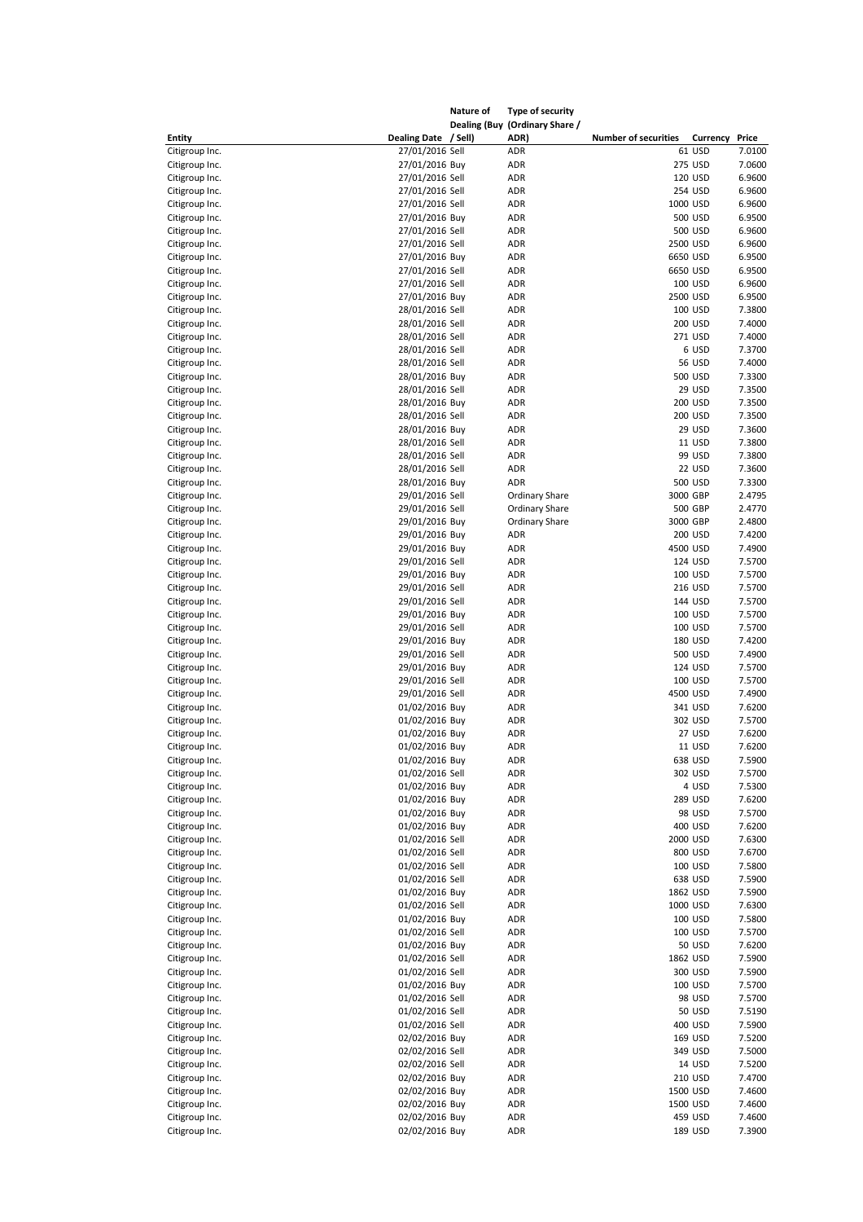| Entity | Dealing Date | Nature of Dealing (Buy / Sell) | Type of security (Ordinary Share / ADR) | Number of securities | Currency | Price |
|---|---|---|---|---|---|---|
| Citigroup Inc. | 27/01/2016 | Sell | ADR | 61 | USD | 7.0100 |
| Citigroup Inc. | 27/01/2016 | Buy | ADR | 275 | USD | 7.0600 |
| Citigroup Inc. | 27/01/2016 | Sell | ADR | 120 | USD | 6.9600 |
| Citigroup Inc. | 27/01/2016 | Sell | ADR | 254 | USD | 6.9600 |
| Citigroup Inc. | 27/01/2016 | Sell | ADR | 1000 | USD | 6.9600 |
| Citigroup Inc. | 27/01/2016 | Buy | ADR | 500 | USD | 6.9500 |
| Citigroup Inc. | 27/01/2016 | Sell | ADR | 500 | USD | 6.9600 |
| Citigroup Inc. | 27/01/2016 | Sell | ADR | 2500 | USD | 6.9600 |
| Citigroup Inc. | 27/01/2016 | Buy | ADR | 6650 | USD | 6.9500 |
| Citigroup Inc. | 27/01/2016 | Sell | ADR | 6650 | USD | 6.9500 |
| Citigroup Inc. | 27/01/2016 | Sell | ADR | 100 | USD | 6.9600 |
| Citigroup Inc. | 27/01/2016 | Buy | ADR | 2500 | USD | 6.9500 |
| Citigroup Inc. | 28/01/2016 | Sell | ADR | 100 | USD | 7.3800 |
| Citigroup Inc. | 28/01/2016 | Sell | ADR | 200 | USD | 7.4000 |
| Citigroup Inc. | 28/01/2016 | Sell | ADR | 271 | USD | 7.4000 |
| Citigroup Inc. | 28/01/2016 | Sell | ADR | 6 | USD | 7.3700 |
| Citigroup Inc. | 28/01/2016 | Sell | ADR | 56 | USD | 7.4000 |
| Citigroup Inc. | 28/01/2016 | Buy | ADR | 500 | USD | 7.3300 |
| Citigroup Inc. | 28/01/2016 | Sell | ADR | 29 | USD | 7.3500 |
| Citigroup Inc. | 28/01/2016 | Buy | ADR | 200 | USD | 7.3500 |
| Citigroup Inc. | 28/01/2016 | Sell | ADR | 200 | USD | 7.3500 |
| Citigroup Inc. | 28/01/2016 | Buy | ADR | 29 | USD | 7.3600 |
| Citigroup Inc. | 28/01/2016 | Sell | ADR | 11 | USD | 7.3800 |
| Citigroup Inc. | 28/01/2016 | Sell | ADR | 99 | USD | 7.3800 |
| Citigroup Inc. | 28/01/2016 | Sell | ADR | 22 | USD | 7.3600 |
| Citigroup Inc. | 28/01/2016 | Buy | ADR | 500 | USD | 7.3300 |
| Citigroup Inc. | 29/01/2016 | Sell | Ordinary Share | 3000 | GBP | 2.4795 |
| Citigroup Inc. | 29/01/2016 | Sell | Ordinary Share | 500 | GBP | 2.4770 |
| Citigroup Inc. | 29/01/2016 | Buy | Ordinary Share | 3000 | GBP | 2.4800 |
| Citigroup Inc. | 29/01/2016 | Buy | ADR | 200 | USD | 7.4200 |
| Citigroup Inc. | 29/01/2016 | Buy | ADR | 4500 | USD | 7.4900 |
| Citigroup Inc. | 29/01/2016 | Sell | ADR | 124 | USD | 7.5700 |
| Citigroup Inc. | 29/01/2016 | Buy | ADR | 100 | USD | 7.5700 |
| Citigroup Inc. | 29/01/2016 | Sell | ADR | 216 | USD | 7.5700 |
| Citigroup Inc. | 29/01/2016 | Sell | ADR | 144 | USD | 7.5700 |
| Citigroup Inc. | 29/01/2016 | Buy | ADR | 100 | USD | 7.5700 |
| Citigroup Inc. | 29/01/2016 | Sell | ADR | 100 | USD | 7.5700 |
| Citigroup Inc. | 29/01/2016 | Buy | ADR | 180 | USD | 7.4200 |
| Citigroup Inc. | 29/01/2016 | Sell | ADR | 500 | USD | 7.4900 |
| Citigroup Inc. | 29/01/2016 | Buy | ADR | 124 | USD | 7.5700 |
| Citigroup Inc. | 29/01/2016 | Sell | ADR | 100 | USD | 7.5700 |
| Citigroup Inc. | 29/01/2016 | Sell | ADR | 4500 | USD | 7.4900 |
| Citigroup Inc. | 01/02/2016 | Buy | ADR | 341 | USD | 7.6200 |
| Citigroup Inc. | 01/02/2016 | Buy | ADR | 302 | USD | 7.5700 |
| Citigroup Inc. | 01/02/2016 | Buy | ADR | 27 | USD | 7.6200 |
| Citigroup Inc. | 01/02/2016 | Buy | ADR | 11 | USD | 7.6200 |
| Citigroup Inc. | 01/02/2016 | Buy | ADR | 638 | USD | 7.5900 |
| Citigroup Inc. | 01/02/2016 | Sell | ADR | 302 | USD | 7.5700 |
| Citigroup Inc. | 01/02/2016 | Buy | ADR | 4 | USD | 7.5300 |
| Citigroup Inc. | 01/02/2016 | Buy | ADR | 289 | USD | 7.6200 |
| Citigroup Inc. | 01/02/2016 | Buy | ADR | 98 | USD | 7.5700 |
| Citigroup Inc. | 01/02/2016 | Buy | ADR | 400 | USD | 7.6200 |
| Citigroup Inc. | 01/02/2016 | Sell | ADR | 2000 | USD | 7.6300 |
| Citigroup Inc. | 01/02/2016 | Sell | ADR | 800 | USD | 7.6700 |
| Citigroup Inc. | 01/02/2016 | Sell | ADR | 100 | USD | 7.5800 |
| Citigroup Inc. | 01/02/2016 | Sell | ADR | 638 | USD | 7.5900 |
| Citigroup Inc. | 01/02/2016 | Buy | ADR | 1862 | USD | 7.5900 |
| Citigroup Inc. | 01/02/2016 | Sell | ADR | 1000 | USD | 7.6300 |
| Citigroup Inc. | 01/02/2016 | Buy | ADR | 100 | USD | 7.5800 |
| Citigroup Inc. | 01/02/2016 | Sell | ADR | 100 | USD | 7.5700 |
| Citigroup Inc. | 01/02/2016 | Buy | ADR | 50 | USD | 7.6200 |
| Citigroup Inc. | 01/02/2016 | Sell | ADR | 1862 | USD | 7.5900 |
| Citigroup Inc. | 01/02/2016 | Sell | ADR | 300 | USD | 7.5900 |
| Citigroup Inc. | 01/02/2016 | Buy | ADR | 100 | USD | 7.5700 |
| Citigroup Inc. | 01/02/2016 | Sell | ADR | 98 | USD | 7.5700 |
| Citigroup Inc. | 01/02/2016 | Sell | ADR | 50 | USD | 7.5190 |
| Citigroup Inc. | 01/02/2016 | Sell | ADR | 400 | USD | 7.5900 |
| Citigroup Inc. | 02/02/2016 | Buy | ADR | 169 | USD | 7.5200 |
| Citigroup Inc. | 02/02/2016 | Sell | ADR | 349 | USD | 7.5000 |
| Citigroup Inc. | 02/02/2016 | Sell | ADR | 14 | USD | 7.5200 |
| Citigroup Inc. | 02/02/2016 | Buy | ADR | 210 | USD | 7.4700 |
| Citigroup Inc. | 02/02/2016 | Buy | ADR | 1500 | USD | 7.4600 |
| Citigroup Inc. | 02/02/2016 | Buy | ADR | 1500 | USD | 7.4600 |
| Citigroup Inc. | 02/02/2016 | Buy | ADR | 459 | USD | 7.4600 |
| Citigroup Inc. | 02/02/2016 | Buy | ADR | 189 | USD | 7.3900 |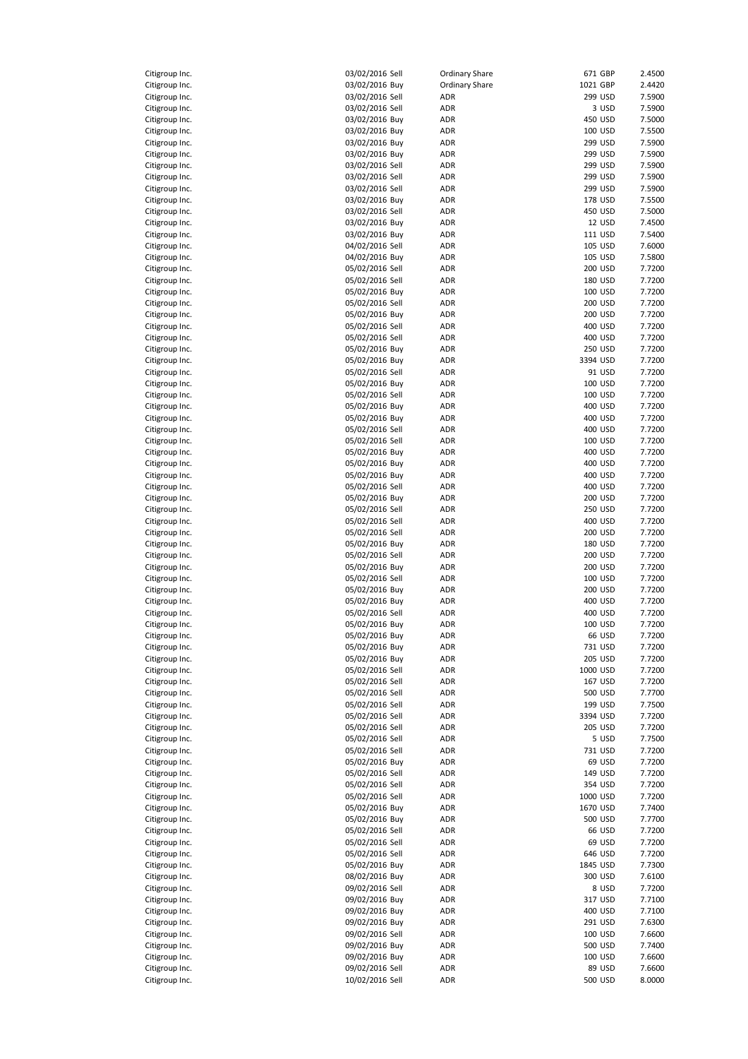| | | | | | | |
|---|---|---|---|---|---|---|
| Citigroup Inc. | 03/02/2016 | Sell | Ordinary Share | 671 | GBP | 2.4500 |
| Citigroup Inc. | 03/02/2016 | Buy | Ordinary Share | 1021 | GBP | 2.4420 |
| Citigroup Inc. | 03/02/2016 | Sell | ADR | 299 | USD | 7.5900 |
| Citigroup Inc. | 03/02/2016 | Sell | ADR | 3 | USD | 7.5900 |
| Citigroup Inc. | 03/02/2016 | Buy | ADR | 450 | USD | 7.5000 |
| Citigroup Inc. | 03/02/2016 | Buy | ADR | 100 | USD | 7.5500 |
| Citigroup Inc. | 03/02/2016 | Buy | ADR | 299 | USD | 7.5900 |
| Citigroup Inc. | 03/02/2016 | Buy | ADR | 299 | USD | 7.5900 |
| Citigroup Inc. | 03/02/2016 | Sell | ADR | 299 | USD | 7.5900 |
| Citigroup Inc. | 03/02/2016 | Sell | ADR | 299 | USD | 7.5900 |
| Citigroup Inc. | 03/02/2016 | Sell | ADR | 299 | USD | 7.5900 |
| Citigroup Inc. | 03/02/2016 | Buy | ADR | 178 | USD | 7.5500 |
| Citigroup Inc. | 03/02/2016 | Sell | ADR | 450 | USD | 7.5000 |
| Citigroup Inc. | 03/02/2016 | Buy | ADR | 12 | USD | 7.4500 |
| Citigroup Inc. | 03/02/2016 | Buy | ADR | 111 | USD | 7.5400 |
| Citigroup Inc. | 04/02/2016 | Sell | ADR | 105 | USD | 7.6000 |
| Citigroup Inc. | 04/02/2016 | Buy | ADR | 105 | USD | 7.5800 |
| Citigroup Inc. | 05/02/2016 | Sell | ADR | 200 | USD | 7.7200 |
| Citigroup Inc. | 05/02/2016 | Sell | ADR | 180 | USD | 7.7200 |
| Citigroup Inc. | 05/02/2016 | Buy | ADR | 100 | USD | 7.7200 |
| Citigroup Inc. | 05/02/2016 | Sell | ADR | 200 | USD | 7.7200 |
| Citigroup Inc. | 05/02/2016 | Buy | ADR | 200 | USD | 7.7200 |
| Citigroup Inc. | 05/02/2016 | Sell | ADR | 400 | USD | 7.7200 |
| Citigroup Inc. | 05/02/2016 | Sell | ADR | 400 | USD | 7.7200 |
| Citigroup Inc. | 05/02/2016 | Buy | ADR | 250 | USD | 7.7200 |
| Citigroup Inc. | 05/02/2016 | Buy | ADR | 3394 | USD | 7.7200 |
| Citigroup Inc. | 05/02/2016 | Sell | ADR | 91 | USD | 7.7200 |
| Citigroup Inc. | 05/02/2016 | Buy | ADR | 100 | USD | 7.7200 |
| Citigroup Inc. | 05/02/2016 | Sell | ADR | 100 | USD | 7.7200 |
| Citigroup Inc. | 05/02/2016 | Buy | ADR | 400 | USD | 7.7200 |
| Citigroup Inc. | 05/02/2016 | Buy | ADR | 400 | USD | 7.7200 |
| Citigroup Inc. | 05/02/2016 | Sell | ADR | 400 | USD | 7.7200 |
| Citigroup Inc. | 05/02/2016 | Sell | ADR | 100 | USD | 7.7200 |
| Citigroup Inc. | 05/02/2016 | Buy | ADR | 400 | USD | 7.7200 |
| Citigroup Inc. | 05/02/2016 | Buy | ADR | 400 | USD | 7.7200 |
| Citigroup Inc. | 05/02/2016 | Buy | ADR | 400 | USD | 7.7200 |
| Citigroup Inc. | 05/02/2016 | Sell | ADR | 400 | USD | 7.7200 |
| Citigroup Inc. | 05/02/2016 | Buy | ADR | 200 | USD | 7.7200 |
| Citigroup Inc. | 05/02/2016 | Sell | ADR | 250 | USD | 7.7200 |
| Citigroup Inc. | 05/02/2016 | Sell | ADR | 400 | USD | 7.7200 |
| Citigroup Inc. | 05/02/2016 | Sell | ADR | 200 | USD | 7.7200 |
| Citigroup Inc. | 05/02/2016 | Buy | ADR | 180 | USD | 7.7200 |
| Citigroup Inc. | 05/02/2016 | Sell | ADR | 200 | USD | 7.7200 |
| Citigroup Inc. | 05/02/2016 | Buy | ADR | 200 | USD | 7.7200 |
| Citigroup Inc. | 05/02/2016 | Sell | ADR | 100 | USD | 7.7200 |
| Citigroup Inc. | 05/02/2016 | Buy | ADR | 200 | USD | 7.7200 |
| Citigroup Inc. | 05/02/2016 | Buy | ADR | 400 | USD | 7.7200 |
| Citigroup Inc. | 05/02/2016 | Sell | ADR | 400 | USD | 7.7200 |
| Citigroup Inc. | 05/02/2016 | Buy | ADR | 100 | USD | 7.7200 |
| Citigroup Inc. | 05/02/2016 | Buy | ADR | 66 | USD | 7.7200 |
| Citigroup Inc. | 05/02/2016 | Buy | ADR | 731 | USD | 7.7200 |
| Citigroup Inc. | 05/02/2016 | Buy | ADR | 205 | USD | 7.7200 |
| Citigroup Inc. | 05/02/2016 | Sell | ADR | 1000 | USD | 7.7200 |
| Citigroup Inc. | 05/02/2016 | Sell | ADR | 167 | USD | 7.7200 |
| Citigroup Inc. | 05/02/2016 | Sell | ADR | 500 | USD | 7.7700 |
| Citigroup Inc. | 05/02/2016 | Sell | ADR | 199 | USD | 7.7500 |
| Citigroup Inc. | 05/02/2016 | Sell | ADR | 3394 | USD | 7.7200 |
| Citigroup Inc. | 05/02/2016 | Sell | ADR | 205 | USD | 7.7200 |
| Citigroup Inc. | 05/02/2016 | Sell | ADR | 5 | USD | 7.7500 |
| Citigroup Inc. | 05/02/2016 | Sell | ADR | 731 | USD | 7.7200 |
| Citigroup Inc. | 05/02/2016 | Buy | ADR | 69 | USD | 7.7200 |
| Citigroup Inc. | 05/02/2016 | Sell | ADR | 149 | USD | 7.7200 |
| Citigroup Inc. | 05/02/2016 | Sell | ADR | 354 | USD | 7.7200 |
| Citigroup Inc. | 05/02/2016 | Sell | ADR | 1000 | USD | 7.7200 |
| Citigroup Inc. | 05/02/2016 | Buy | ADR | 1670 | USD | 7.7400 |
| Citigroup Inc. | 05/02/2016 | Buy | ADR | 500 | USD | 7.7700 |
| Citigroup Inc. | 05/02/2016 | Sell | ADR | 66 | USD | 7.7200 |
| Citigroup Inc. | 05/02/2016 | Sell | ADR | 69 | USD | 7.7200 |
| Citigroup Inc. | 05/02/2016 | Sell | ADR | 646 | USD | 7.7200 |
| Citigroup Inc. | 05/02/2016 | Buy | ADR | 1845 | USD | 7.7300 |
| Citigroup Inc. | 08/02/2016 | Buy | ADR | 300 | USD | 7.6100 |
| Citigroup Inc. | 09/02/2016 | Sell | ADR | 8 | USD | 7.7200 |
| Citigroup Inc. | 09/02/2016 | Buy | ADR | 317 | USD | 7.7100 |
| Citigroup Inc. | 09/02/2016 | Buy | ADR | 400 | USD | 7.7100 |
| Citigroup Inc. | 09/02/2016 | Buy | ADR | 291 | USD | 7.6300 |
| Citigroup Inc. | 09/02/2016 | Sell | ADR | 100 | USD | 7.6600 |
| Citigroup Inc. | 09/02/2016 | Buy | ADR | 500 | USD | 7.7400 |
| Citigroup Inc. | 09/02/2016 | Buy | ADR | 100 | USD | 7.6600 |
| Citigroup Inc. | 09/02/2016 | Sell | ADR | 89 | USD | 7.6600 |
| Citigroup Inc. | 10/02/2016 | Sell | ADR | 500 | USD | 8.0000 |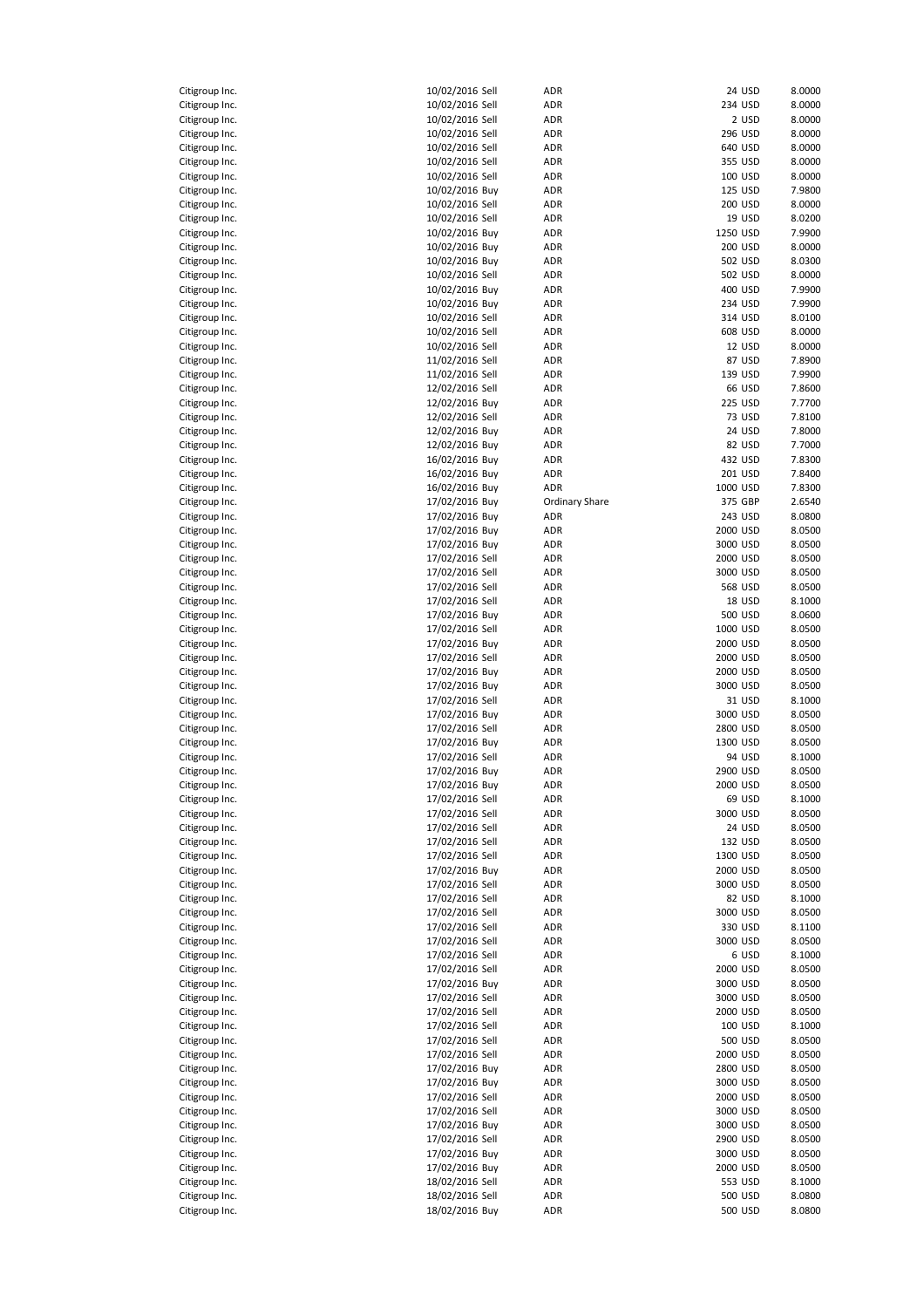| | | | | | |
|---|---|---|---|---|---|
| Citigroup Inc. | 10/02/2016 Sell | ADR | 24 | USD | 8.0000 |
| Citigroup Inc. | 10/02/2016 Sell | ADR | 234 | USD | 8.0000 |
| Citigroup Inc. | 10/02/2016 Sell | ADR | 2 | USD | 8.0000 |
| Citigroup Inc. | 10/02/2016 Sell | ADR | 296 | USD | 8.0000 |
| Citigroup Inc. | 10/02/2016 Sell | ADR | 640 | USD | 8.0000 |
| Citigroup Inc. | 10/02/2016 Sell | ADR | 355 | USD | 8.0000 |
| Citigroup Inc. | 10/02/2016 Sell | ADR | 100 | USD | 8.0000 |
| Citigroup Inc. | 10/02/2016 Buy | ADR | 125 | USD | 7.9800 |
| Citigroup Inc. | 10/02/2016 Sell | ADR | 200 | USD | 8.0000 |
| Citigroup Inc. | 10/02/2016 Sell | ADR | 19 | USD | 8.0200 |
| Citigroup Inc. | 10/02/2016 Buy | ADR | 1250 | USD | 7.9900 |
| Citigroup Inc. | 10/02/2016 Buy | ADR | 200 | USD | 8.0000 |
| Citigroup Inc. | 10/02/2016 Buy | ADR | 502 | USD | 8.0300 |
| Citigroup Inc. | 10/02/2016 Sell | ADR | 502 | USD | 8.0000 |
| Citigroup Inc. | 10/02/2016 Buy | ADR | 400 | USD | 7.9900 |
| Citigroup Inc. | 10/02/2016 Buy | ADR | 234 | USD | 7.9900 |
| Citigroup Inc. | 10/02/2016 Sell | ADR | 314 | USD | 8.0100 |
| Citigroup Inc. | 10/02/2016 Sell | ADR | 608 | USD | 8.0000 |
| Citigroup Inc. | 10/02/2016 Sell | ADR | 12 | USD | 8.0000 |
| Citigroup Inc. | 11/02/2016 Sell | ADR | 87 | USD | 7.8900 |
| Citigroup Inc. | 11/02/2016 Sell | ADR | 139 | USD | 7.9900 |
| Citigroup Inc. | 12/02/2016 Sell | ADR | 66 | USD | 7.8600 |
| Citigroup Inc. | 12/02/2016 Buy | ADR | 225 | USD | 7.7700 |
| Citigroup Inc. | 12/02/2016 Sell | ADR | 73 | USD | 7.8100 |
| Citigroup Inc. | 12/02/2016 Buy | ADR | 24 | USD | 7.8000 |
| Citigroup Inc. | 12/02/2016 Buy | ADR | 82 | USD | 7.7000 |
| Citigroup Inc. | 16/02/2016 Buy | ADR | 432 | USD | 7.8300 |
| Citigroup Inc. | 16/02/2016 Buy | ADR | 201 | USD | 7.8400 |
| Citigroup Inc. | 16/02/2016 Buy | ADR | 1000 | USD | 7.8300 |
| Citigroup Inc. | 17/02/2016 Buy | Ordinary Share | 375 | GBP | 2.6540 |
| Citigroup Inc. | 17/02/2016 Buy | ADR | 243 | USD | 8.0800 |
| Citigroup Inc. | 17/02/2016 Buy | ADR | 2000 | USD | 8.0500 |
| Citigroup Inc. | 17/02/2016 Buy | ADR | 3000 | USD | 8.0500 |
| Citigroup Inc. | 17/02/2016 Sell | ADR | 2000 | USD | 8.0500 |
| Citigroup Inc. | 17/02/2016 Sell | ADR | 3000 | USD | 8.0500 |
| Citigroup Inc. | 17/02/2016 Sell | ADR | 568 | USD | 8.0500 |
| Citigroup Inc. | 17/02/2016 Sell | ADR | 18 | USD | 8.1000 |
| Citigroup Inc. | 17/02/2016 Buy | ADR | 500 | USD | 8.0600 |
| Citigroup Inc. | 17/02/2016 Sell | ADR | 1000 | USD | 8.0500 |
| Citigroup Inc. | 17/02/2016 Buy | ADR | 2000 | USD | 8.0500 |
| Citigroup Inc. | 17/02/2016 Sell | ADR | 2000 | USD | 8.0500 |
| Citigroup Inc. | 17/02/2016 Buy | ADR | 2000 | USD | 8.0500 |
| Citigroup Inc. | 17/02/2016 Buy | ADR | 3000 | USD | 8.0500 |
| Citigroup Inc. | 17/02/2016 Sell | ADR | 31 | USD | 8.1000 |
| Citigroup Inc. | 17/02/2016 Buy | ADR | 3000 | USD | 8.0500 |
| Citigroup Inc. | 17/02/2016 Sell | ADR | 2800 | USD | 8.0500 |
| Citigroup Inc. | 17/02/2016 Buy | ADR | 1300 | USD | 8.0500 |
| Citigroup Inc. | 17/02/2016 Sell | ADR | 94 | USD | 8.1000 |
| Citigroup Inc. | 17/02/2016 Buy | ADR | 2900 | USD | 8.0500 |
| Citigroup Inc. | 17/02/2016 Buy | ADR | 2000 | USD | 8.0500 |
| Citigroup Inc. | 17/02/2016 Sell | ADR | 69 | USD | 8.1000 |
| Citigroup Inc. | 17/02/2016 Sell | ADR | 3000 | USD | 8.0500 |
| Citigroup Inc. | 17/02/2016 Sell | ADR | 24 | USD | 8.0500 |
| Citigroup Inc. | 17/02/2016 Sell | ADR | 132 | USD | 8.0500 |
| Citigroup Inc. | 17/02/2016 Sell | ADR | 1300 | USD | 8.0500 |
| Citigroup Inc. | 17/02/2016 Buy | ADR | 2000 | USD | 8.0500 |
| Citigroup Inc. | 17/02/2016 Sell | ADR | 3000 | USD | 8.0500 |
| Citigroup Inc. | 17/02/2016 Sell | ADR | 82 | USD | 8.1000 |
| Citigroup Inc. | 17/02/2016 Sell | ADR | 3000 | USD | 8.0500 |
| Citigroup Inc. | 17/02/2016 Sell | ADR | 330 | USD | 8.1100 |
| Citigroup Inc. | 17/02/2016 Sell | ADR | 3000 | USD | 8.0500 |
| Citigroup Inc. | 17/02/2016 Sell | ADR | 6 | USD | 8.1000 |
| Citigroup Inc. | 17/02/2016 Sell | ADR | 2000 | USD | 8.0500 |
| Citigroup Inc. | 17/02/2016 Buy | ADR | 3000 | USD | 8.0500 |
| Citigroup Inc. | 17/02/2016 Sell | ADR | 3000 | USD | 8.0500 |
| Citigroup Inc. | 17/02/2016 Sell | ADR | 2000 | USD | 8.0500 |
| Citigroup Inc. | 17/02/2016 Sell | ADR | 100 | USD | 8.1000 |
| Citigroup Inc. | 17/02/2016 Sell | ADR | 500 | USD | 8.0500 |
| Citigroup Inc. | 17/02/2016 Sell | ADR | 2000 | USD | 8.0500 |
| Citigroup Inc. | 17/02/2016 Buy | ADR | 2800 | USD | 8.0500 |
| Citigroup Inc. | 17/02/2016 Buy | ADR | 3000 | USD | 8.0500 |
| Citigroup Inc. | 17/02/2016 Sell | ADR | 2000 | USD | 8.0500 |
| Citigroup Inc. | 17/02/2016 Sell | ADR | 3000 | USD | 8.0500 |
| Citigroup Inc. | 17/02/2016 Buy | ADR | 3000 | USD | 8.0500 |
| Citigroup Inc. | 17/02/2016 Sell | ADR | 2900 | USD | 8.0500 |
| Citigroup Inc. | 17/02/2016 Buy | ADR | 3000 | USD | 8.0500 |
| Citigroup Inc. | 17/02/2016 Buy | ADR | 2000 | USD | 8.0500 |
| Citigroup Inc. | 18/02/2016 Sell | ADR | 553 | USD | 8.1000 |
| Citigroup Inc. | 18/02/2016 Sell | ADR | 500 | USD | 8.0800 |
| Citigroup Inc. | 18/02/2016 Buy | ADR | 500 | USD | 8.0800 |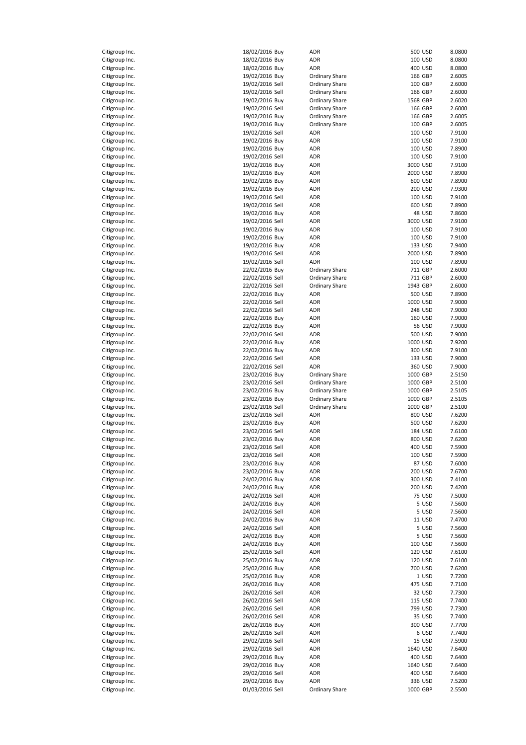| | | | | | | |
|---|---|---|---|---|---|---|
| Citigroup Inc. | 18/02/2016 | Buy | ADR | 500 | USD | 8.0800 |
| Citigroup Inc. | 18/02/2016 | Buy | ADR | 100 | USD | 8.0800 |
| Citigroup Inc. | 18/02/2016 | Buy | ADR | 400 | USD | 8.0800 |
| Citigroup Inc. | 19/02/2016 | Buy | Ordinary Share | 166 | GBP | 2.6005 |
| Citigroup Inc. | 19/02/2016 | Sell | Ordinary Share | 100 | GBP | 2.6000 |
| Citigroup Inc. | 19/02/2016 | Sell | Ordinary Share | 166 | GBP | 2.6000 |
| Citigroup Inc. | 19/02/2016 | Buy | Ordinary Share | 1568 | GBP | 2.6020 |
| Citigroup Inc. | 19/02/2016 | Sell | Ordinary Share | 166 | GBP | 2.6000 |
| Citigroup Inc. | 19/02/2016 | Buy | Ordinary Share | 166 | GBP | 2.6005 |
| Citigroup Inc. | 19/02/2016 | Buy | Ordinary Share | 100 | GBP | 2.6005 |
| Citigroup Inc. | 19/02/2016 | Sell | ADR | 100 | USD | 7.9100 |
| Citigroup Inc. | 19/02/2016 | Buy | ADR | 100 | USD | 7.9100 |
| Citigroup Inc. | 19/02/2016 | Buy | ADR | 100 | USD | 7.8900 |
| Citigroup Inc. | 19/02/2016 | Sell | ADR | 100 | USD | 7.9100 |
| Citigroup Inc. | 19/02/2016 | Buy | ADR | 3000 | USD | 7.9100 |
| Citigroup Inc. | 19/02/2016 | Buy | ADR | 2000 | USD | 7.8900 |
| Citigroup Inc. | 19/02/2016 | Buy | ADR | 600 | USD | 7.8900 |
| Citigroup Inc. | 19/02/2016 | Buy | ADR | 200 | USD | 7.9300 |
| Citigroup Inc. | 19/02/2016 | Sell | ADR | 100 | USD | 7.9100 |
| Citigroup Inc. | 19/02/2016 | Sell | ADR | 600 | USD | 7.8900 |
| Citigroup Inc. | 19/02/2016 | Buy | ADR | 48 | USD | 7.8600 |
| Citigroup Inc. | 19/02/2016 | Sell | ADR | 3000 | USD | 7.9100 |
| Citigroup Inc. | 19/02/2016 | Buy | ADR | 100 | USD | 7.9100 |
| Citigroup Inc. | 19/02/2016 | Buy | ADR | 100 | USD | 7.9100 |
| Citigroup Inc. | 19/02/2016 | Buy | ADR | 133 | USD | 7.9400 |
| Citigroup Inc. | 19/02/2016 | Sell | ADR | 2000 | USD | 7.8900 |
| Citigroup Inc. | 19/02/2016 | Sell | ADR | 100 | USD | 7.8900 |
| Citigroup Inc. | 22/02/2016 | Buy | Ordinary Share | 711 | GBP | 2.6000 |
| Citigroup Inc. | 22/02/2016 | Sell | Ordinary Share | 711 | GBP | 2.6000 |
| Citigroup Inc. | 22/02/2016 | Sell | Ordinary Share | 1943 | GBP | 2.6000 |
| Citigroup Inc. | 22/02/2016 | Buy | ADR | 500 | USD | 7.8900 |
| Citigroup Inc. | 22/02/2016 | Sell | ADR | 1000 | USD | 7.9000 |
| Citigroup Inc. | 22/02/2016 | Sell | ADR | 248 | USD | 7.9000 |
| Citigroup Inc. | 22/02/2016 | Buy | ADR | 160 | USD | 7.9000 |
| Citigroup Inc. | 22/02/2016 | Buy | ADR | 56 | USD | 7.9000 |
| Citigroup Inc. | 22/02/2016 | Sell | ADR | 500 | USD | 7.9000 |
| Citigroup Inc. | 22/02/2016 | Buy | ADR | 1000 | USD | 7.9200 |
| Citigroup Inc. | 22/02/2016 | Buy | ADR | 300 | USD | 7.9100 |
| Citigroup Inc. | 22/02/2016 | Sell | ADR | 133 | USD | 7.9000 |
| Citigroup Inc. | 22/02/2016 | Sell | ADR | 360 | USD | 7.9000 |
| Citigroup Inc. | 23/02/2016 | Buy | Ordinary Share | 1000 | GBP | 2.5150 |
| Citigroup Inc. | 23/02/2016 | Sell | Ordinary Share | 1000 | GBP | 2.5100 |
| Citigroup Inc. | 23/02/2016 | Buy | Ordinary Share | 1000 | GBP | 2.5105 |
| Citigroup Inc. | 23/02/2016 | Buy | Ordinary Share | 1000 | GBP | 2.5105 |
| Citigroup Inc. | 23/02/2016 | Sell | Ordinary Share | 1000 | GBP | 2.5100 |
| Citigroup Inc. | 23/02/2016 | Sell | ADR | 800 | USD | 7.6200 |
| Citigroup Inc. | 23/02/2016 | Buy | ADR | 500 | USD | 7.6200 |
| Citigroup Inc. | 23/02/2016 | Sell | ADR | 184 | USD | 7.6100 |
| Citigroup Inc. | 23/02/2016 | Buy | ADR | 800 | USD | 7.6200 |
| Citigroup Inc. | 23/02/2016 | Sell | ADR | 400 | USD | 7.5900 |
| Citigroup Inc. | 23/02/2016 | Sell | ADR | 100 | USD | 7.5900 |
| Citigroup Inc. | 23/02/2016 | Buy | ADR | 87 | USD | 7.6000 |
| Citigroup Inc. | 23/02/2016 | Buy | ADR | 200 | USD | 7.6700 |
| Citigroup Inc. | 24/02/2016 | Buy | ADR | 300 | USD | 7.4100 |
| Citigroup Inc. | 24/02/2016 | Buy | ADR | 200 | USD | 7.4200 |
| Citigroup Inc. | 24/02/2016 | Sell | ADR | 75 | USD | 7.5000 |
| Citigroup Inc. | 24/02/2016 | Buy | ADR | 5 | USD | 7.5600 |
| Citigroup Inc. | 24/02/2016 | Sell | ADR | 5 | USD | 7.5600 |
| Citigroup Inc. | 24/02/2016 | Buy | ADR | 11 | USD | 7.4700 |
| Citigroup Inc. | 24/02/2016 | Sell | ADR | 5 | USD | 7.5600 |
| Citigroup Inc. | 24/02/2016 | Buy | ADR | 5 | USD | 7.5600 |
| Citigroup Inc. | 24/02/2016 | Buy | ADR | 100 | USD | 7.5600 |
| Citigroup Inc. | 25/02/2016 | Sell | ADR | 120 | USD | 7.6100 |
| Citigroup Inc. | 25/02/2016 | Buy | ADR | 120 | USD | 7.6100 |
| Citigroup Inc. | 25/02/2016 | Buy | ADR | 700 | USD | 7.6200 |
| Citigroup Inc. | 25/02/2016 | Buy | ADR | 1 | USD | 7.7200 |
| Citigroup Inc. | 26/02/2016 | Buy | ADR | 475 | USD | 7.7100 |
| Citigroup Inc. | 26/02/2016 | Sell | ADR | 32 | USD | 7.7300 |
| Citigroup Inc. | 26/02/2016 | Sell | ADR | 115 | USD | 7.7400 |
| Citigroup Inc. | 26/02/2016 | Sell | ADR | 799 | USD | 7.7300 |
| Citigroup Inc. | 26/02/2016 | Sell | ADR | 35 | USD | 7.7400 |
| Citigroup Inc. | 26/02/2016 | Buy | ADR | 300 | USD | 7.7700 |
| Citigroup Inc. | 26/02/2016 | Sell | ADR | 6 | USD | 7.7400 |
| Citigroup Inc. | 29/02/2016 | Sell | ADR | 15 | USD | 7.5900 |
| Citigroup Inc. | 29/02/2016 | Sell | ADR | 1640 | USD | 7.6400 |
| Citigroup Inc. | 29/02/2016 | Buy | ADR | 400 | USD | 7.6400 |
| Citigroup Inc. | 29/02/2016 | Buy | ADR | 1640 | USD | 7.6400 |
| Citigroup Inc. | 29/02/2016 | Sell | ADR | 400 | USD | 7.6400 |
| Citigroup Inc. | 29/02/2016 | Buy | ADR | 336 | USD | 7.5200 |
| Citigroup Inc. | 01/03/2016 | Sell | Ordinary Share | 1000 | GBP | 2.5500 |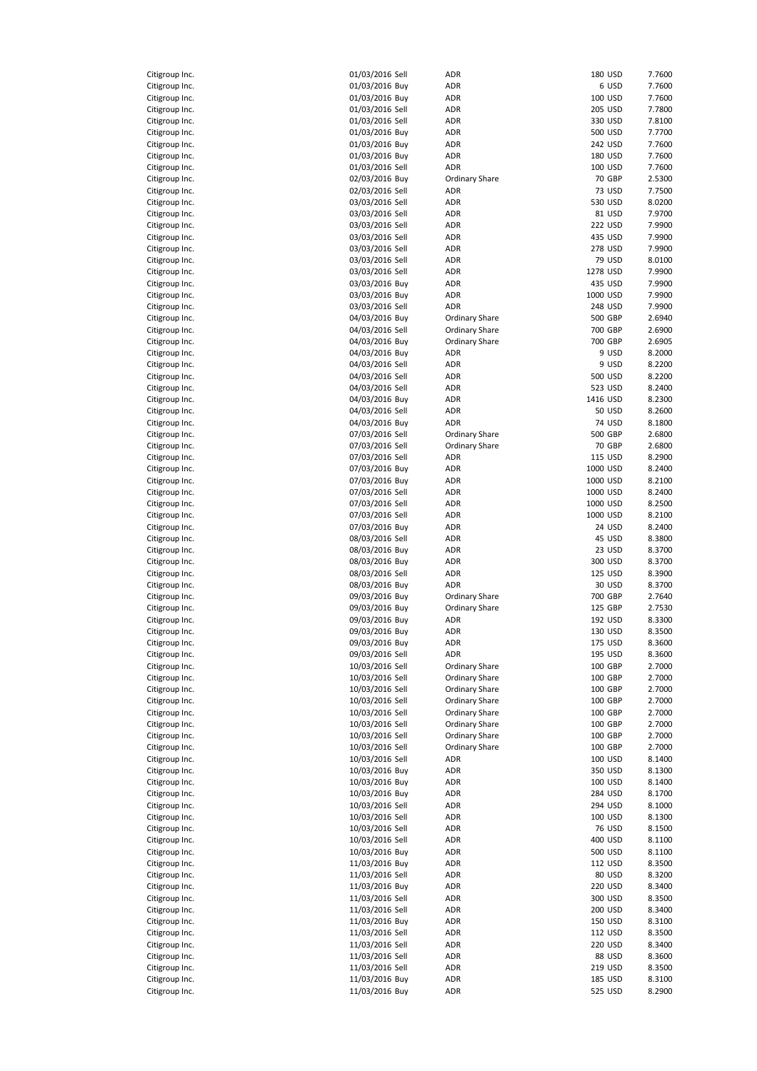| | | | | | | |
|---|---|---|---|---|---|---|
| Citigroup Inc. | 01/03/2016 | Sell | ADR | 180 | USD | 7.7600 |
| Citigroup Inc. | 01/03/2016 | Buy | ADR | 6 | USD | 7.7600 |
| Citigroup Inc. | 01/03/2016 | Buy | ADR | 100 | USD | 7.7600 |
| Citigroup Inc. | 01/03/2016 | Sell | ADR | 205 | USD | 7.7800 |
| Citigroup Inc. | 01/03/2016 | Sell | ADR | 330 | USD | 7.8100 |
| Citigroup Inc. | 01/03/2016 | Buy | ADR | 500 | USD | 7.7700 |
| Citigroup Inc. | 01/03/2016 | Buy | ADR | 242 | USD | 7.7600 |
| Citigroup Inc. | 01/03/2016 | Buy | ADR | 180 | USD | 7.7600 |
| Citigroup Inc. | 01/03/2016 | Sell | ADR | 100 | USD | 7.7600 |
| Citigroup Inc. | 02/03/2016 | Buy | Ordinary Share | 70 | GBP | 2.5300 |
| Citigroup Inc. | 02/03/2016 | Sell | ADR | 73 | USD | 7.7500 |
| Citigroup Inc. | 03/03/2016 | Sell | ADR | 530 | USD | 8.0200 |
| Citigroup Inc. | 03/03/2016 | Sell | ADR | 81 | USD | 7.9700 |
| Citigroup Inc. | 03/03/2016 | Sell | ADR | 222 | USD | 7.9900 |
| Citigroup Inc. | 03/03/2016 | Sell | ADR | 435 | USD | 7.9900 |
| Citigroup Inc. | 03/03/2016 | Sell | ADR | 278 | USD | 7.9900 |
| Citigroup Inc. | 03/03/2016 | Sell | ADR | 79 | USD | 8.0100 |
| Citigroup Inc. | 03/03/2016 | Sell | ADR | 1278 | USD | 7.9900 |
| Citigroup Inc. | 03/03/2016 | Buy | ADR | 435 | USD | 7.9900 |
| Citigroup Inc. | 03/03/2016 | Buy | ADR | 1000 | USD | 7.9900 |
| Citigroup Inc. | 03/03/2016 | Sell | ADR | 248 | USD | 7.9900 |
| Citigroup Inc. | 04/03/2016 | Buy | Ordinary Share | 500 | GBP | 2.6940 |
| Citigroup Inc. | 04/03/2016 | Sell | Ordinary Share | 700 | GBP | 2.6900 |
| Citigroup Inc. | 04/03/2016 | Buy | Ordinary Share | 700 | GBP | 2.6905 |
| Citigroup Inc. | 04/03/2016 | Buy | ADR | 9 | USD | 8.2000 |
| Citigroup Inc. | 04/03/2016 | Sell | ADR | 9 | USD | 8.2200 |
| Citigroup Inc. | 04/03/2016 | Sell | ADR | 500 | USD | 8.2200 |
| Citigroup Inc. | 04/03/2016 | Sell | ADR | 523 | USD | 8.2400 |
| Citigroup Inc. | 04/03/2016 | Buy | ADR | 1416 | USD | 8.2300 |
| Citigroup Inc. | 04/03/2016 | Sell | ADR | 50 | USD | 8.2600 |
| Citigroup Inc. | 04/03/2016 | Buy | ADR | 74 | USD | 8.1800 |
| Citigroup Inc. | 07/03/2016 | Sell | Ordinary Share | 500 | GBP | 2.6800 |
| Citigroup Inc. | 07/03/2016 | Sell | Ordinary Share | 70 | GBP | 2.6800 |
| Citigroup Inc. | 07/03/2016 | Sell | ADR | 115 | USD | 8.2900 |
| Citigroup Inc. | 07/03/2016 | Buy | ADR | 1000 | USD | 8.2400 |
| Citigroup Inc. | 07/03/2016 | Buy | ADR | 1000 | USD | 8.2100 |
| Citigroup Inc. | 07/03/2016 | Sell | ADR | 1000 | USD | 8.2400 |
| Citigroup Inc. | 07/03/2016 | Sell | ADR | 1000 | USD | 8.2500 |
| Citigroup Inc. | 07/03/2016 | Sell | ADR | 1000 | USD | 8.2100 |
| Citigroup Inc. | 07/03/2016 | Buy | ADR | 24 | USD | 8.2400 |
| Citigroup Inc. | 08/03/2016 | Sell | ADR | 45 | USD | 8.3800 |
| Citigroup Inc. | 08/03/2016 | Buy | ADR | 23 | USD | 8.3700 |
| Citigroup Inc. | 08/03/2016 | Buy | ADR | 300 | USD | 8.3700 |
| Citigroup Inc. | 08/03/2016 | Sell | ADR | 125 | USD | 8.3900 |
| Citigroup Inc. | 08/03/2016 | Buy | ADR | 30 | USD | 8.3700 |
| Citigroup Inc. | 09/03/2016 | Buy | Ordinary Share | 700 | GBP | 2.7640 |
| Citigroup Inc. | 09/03/2016 | Buy | Ordinary Share | 125 | GBP | 2.7530 |
| Citigroup Inc. | 09/03/2016 | Buy | ADR | 192 | USD | 8.3300 |
| Citigroup Inc. | 09/03/2016 | Buy | ADR | 130 | USD | 8.3500 |
| Citigroup Inc. | 09/03/2016 | Buy | ADR | 175 | USD | 8.3600 |
| Citigroup Inc. | 09/03/2016 | Sell | ADR | 195 | USD | 8.3600 |
| Citigroup Inc. | 10/03/2016 | Sell | Ordinary Share | 100 | GBP | 2.7000 |
| Citigroup Inc. | 10/03/2016 | Sell | Ordinary Share | 100 | GBP | 2.7000 |
| Citigroup Inc. | 10/03/2016 | Sell | Ordinary Share | 100 | GBP | 2.7000 |
| Citigroup Inc. | 10/03/2016 | Sell | Ordinary Share | 100 | GBP | 2.7000 |
| Citigroup Inc. | 10/03/2016 | Sell | Ordinary Share | 100 | GBP | 2.7000 |
| Citigroup Inc. | 10/03/2016 | Sell | Ordinary Share | 100 | GBP | 2.7000 |
| Citigroup Inc. | 10/03/2016 | Sell | Ordinary Share | 100 | GBP | 2.7000 |
| Citigroup Inc. | 10/03/2016 | Sell | Ordinary Share | 100 | GBP | 2.7000 |
| Citigroup Inc. | 10/03/2016 | Sell | ADR | 100 | USD | 8.1400 |
| Citigroup Inc. | 10/03/2016 | Buy | ADR | 350 | USD | 8.1300 |
| Citigroup Inc. | 10/03/2016 | Buy | ADR | 100 | USD | 8.1400 |
| Citigroup Inc. | 10/03/2016 | Buy | ADR | 284 | USD | 8.1700 |
| Citigroup Inc. | 10/03/2016 | Sell | ADR | 294 | USD | 8.1000 |
| Citigroup Inc. | 10/03/2016 | Sell | ADR | 100 | USD | 8.1300 |
| Citigroup Inc. | 10/03/2016 | Sell | ADR | 76 | USD | 8.1500 |
| Citigroup Inc. | 10/03/2016 | Sell | ADR | 400 | USD | 8.1100 |
| Citigroup Inc. | 10/03/2016 | Buy | ADR | 500 | USD | 8.1100 |
| Citigroup Inc. | 11/03/2016 | Buy | ADR | 112 | USD | 8.3500 |
| Citigroup Inc. | 11/03/2016 | Sell | ADR | 80 | USD | 8.3200 |
| Citigroup Inc. | 11/03/2016 | Buy | ADR | 220 | USD | 8.3400 |
| Citigroup Inc. | 11/03/2016 | Sell | ADR | 300 | USD | 8.3500 |
| Citigroup Inc. | 11/03/2016 | Sell | ADR | 200 | USD | 8.3400 |
| Citigroup Inc. | 11/03/2016 | Buy | ADR | 150 | USD | 8.3100 |
| Citigroup Inc. | 11/03/2016 | Sell | ADR | 112 | USD | 8.3500 |
| Citigroup Inc. | 11/03/2016 | Sell | ADR | 220 | USD | 8.3400 |
| Citigroup Inc. | 11/03/2016 | Sell | ADR | 88 | USD | 8.3600 |
| Citigroup Inc. | 11/03/2016 | Sell | ADR | 219 | USD | 8.3500 |
| Citigroup Inc. | 11/03/2016 | Buy | ADR | 185 | USD | 8.3100 |
| Citigroup Inc. | 11/03/2016 | Buy | ADR | 525 | USD | 8.2900 |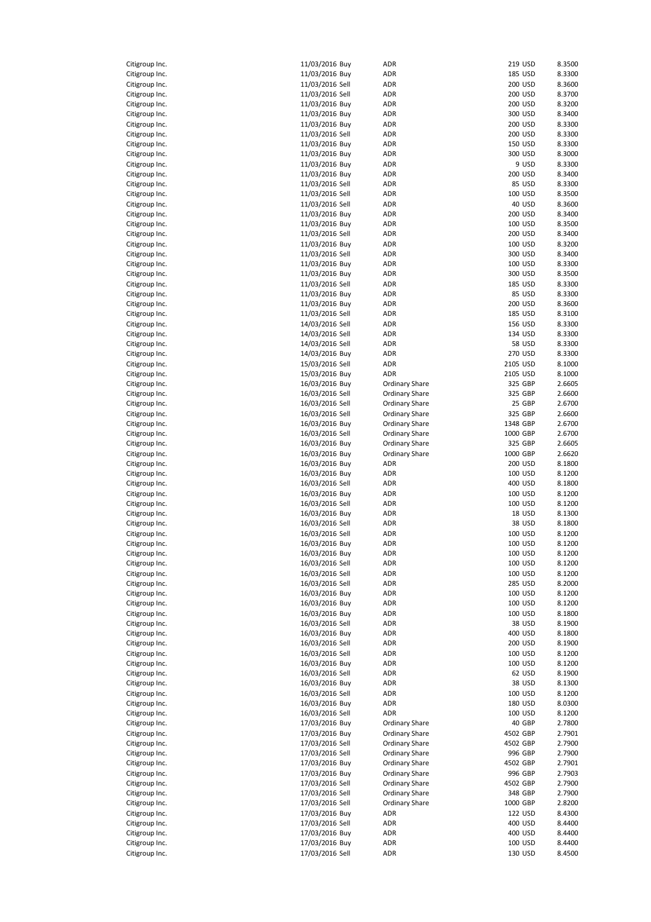| | | | | | | |
|---|---|---|---|---|---|---|
| Citigroup Inc. | 11/03/2016 | Buy | ADR | 219 | USD | 8.3500 |
| Citigroup Inc. | 11/03/2016 | Buy | ADR | 185 | USD | 8.3300 |
| Citigroup Inc. | 11/03/2016 | Sell | ADR | 200 | USD | 8.3600 |
| Citigroup Inc. | 11/03/2016 | Sell | ADR | 200 | USD | 8.3700 |
| Citigroup Inc. | 11/03/2016 | Buy | ADR | 200 | USD | 8.3200 |
| Citigroup Inc. | 11/03/2016 | Buy | ADR | 300 | USD | 8.3400 |
| Citigroup Inc. | 11/03/2016 | Buy | ADR | 200 | USD | 8.3300 |
| Citigroup Inc. | 11/03/2016 | Sell | ADR | 200 | USD | 8.3300 |
| Citigroup Inc. | 11/03/2016 | Buy | ADR | 150 | USD | 8.3300 |
| Citigroup Inc. | 11/03/2016 | Buy | ADR | 300 | USD | 8.3000 |
| Citigroup Inc. | 11/03/2016 | Buy | ADR | 9 | USD | 8.3300 |
| Citigroup Inc. | 11/03/2016 | Buy | ADR | 200 | USD | 8.3400 |
| Citigroup Inc. | 11/03/2016 | Sell | ADR | 85 | USD | 8.3300 |
| Citigroup Inc. | 11/03/2016 | Sell | ADR | 100 | USD | 8.3500 |
| Citigroup Inc. | 11/03/2016 | Sell | ADR | 40 | USD | 8.3600 |
| Citigroup Inc. | 11/03/2016 | Buy | ADR | 200 | USD | 8.3400 |
| Citigroup Inc. | 11/03/2016 | Buy | ADR | 100 | USD | 8.3500 |
| Citigroup Inc. | 11/03/2016 | Sell | ADR | 200 | USD | 8.3400 |
| Citigroup Inc. | 11/03/2016 | Buy | ADR | 100 | USD | 8.3200 |
| Citigroup Inc. | 11/03/2016 | Sell | ADR | 300 | USD | 8.3400 |
| Citigroup Inc. | 11/03/2016 | Buy | ADR | 100 | USD | 8.3300 |
| Citigroup Inc. | 11/03/2016 | Buy | ADR | 300 | USD | 8.3500 |
| Citigroup Inc. | 11/03/2016 | Sell | ADR | 185 | USD | 8.3300 |
| Citigroup Inc. | 11/03/2016 | Buy | ADR | 85 | USD | 8.3300 |
| Citigroup Inc. | 11/03/2016 | Buy | ADR | 200 | USD | 8.3600 |
| Citigroup Inc. | 11/03/2016 | Sell | ADR | 185 | USD | 8.3100 |
| Citigroup Inc. | 14/03/2016 | Sell | ADR | 156 | USD | 8.3300 |
| Citigroup Inc. | 14/03/2016 | Sell | ADR | 134 | USD | 8.3300 |
| Citigroup Inc. | 14/03/2016 | Sell | ADR | 58 | USD | 8.3300 |
| Citigroup Inc. | 14/03/2016 | Buy | ADR | 270 | USD | 8.3300 |
| Citigroup Inc. | 15/03/2016 | Sell | ADR | 2105 | USD | 8.1000 |
| Citigroup Inc. | 15/03/2016 | Buy | ADR | 2105 | USD | 8.1000 |
| Citigroup Inc. | 16/03/2016 | Buy | Ordinary Share | 325 | GBP | 2.6605 |
| Citigroup Inc. | 16/03/2016 | Sell | Ordinary Share | 325 | GBP | 2.6600 |
| Citigroup Inc. | 16/03/2016 | Sell | Ordinary Share | 25 | GBP | 2.6700 |
| Citigroup Inc. | 16/03/2016 | Sell | Ordinary Share | 325 | GBP | 2.6600 |
| Citigroup Inc. | 16/03/2016 | Buy | Ordinary Share | 1348 | GBP | 2.6700 |
| Citigroup Inc. | 16/03/2016 | Sell | Ordinary Share | 1000 | GBP | 2.6700 |
| Citigroup Inc. | 16/03/2016 | Buy | Ordinary Share | 325 | GBP | 2.6605 |
| Citigroup Inc. | 16/03/2016 | Buy | Ordinary Share | 1000 | GBP | 2.6620 |
| Citigroup Inc. | 16/03/2016 | Buy | ADR | 200 | USD | 8.1800 |
| Citigroup Inc. | 16/03/2016 | Buy | ADR | 100 | USD | 8.1200 |
| Citigroup Inc. | 16/03/2016 | Sell | ADR | 400 | USD | 8.1800 |
| Citigroup Inc. | 16/03/2016 | Buy | ADR | 100 | USD | 8.1200 |
| Citigroup Inc. | 16/03/2016 | Sell | ADR | 100 | USD | 8.1200 |
| Citigroup Inc. | 16/03/2016 | Buy | ADR | 18 | USD | 8.1300 |
| Citigroup Inc. | 16/03/2016 | Sell | ADR | 38 | USD | 8.1800 |
| Citigroup Inc. | 16/03/2016 | Sell | ADR | 100 | USD | 8.1200 |
| Citigroup Inc. | 16/03/2016 | Buy | ADR | 100 | USD | 8.1200 |
| Citigroup Inc. | 16/03/2016 | Buy | ADR | 100 | USD | 8.1200 |
| Citigroup Inc. | 16/03/2016 | Sell | ADR | 100 | USD | 8.1200 |
| Citigroup Inc. | 16/03/2016 | Sell | ADR | 100 | USD | 8.1200 |
| Citigroup Inc. | 16/03/2016 | Sell | ADR | 285 | USD | 8.2000 |
| Citigroup Inc. | 16/03/2016 | Buy | ADR | 100 | USD | 8.1200 |
| Citigroup Inc. | 16/03/2016 | Buy | ADR | 100 | USD | 8.1200 |
| Citigroup Inc. | 16/03/2016 | Buy | ADR | 100 | USD | 8.1800 |
| Citigroup Inc. | 16/03/2016 | Sell | ADR | 38 | USD | 8.1900 |
| Citigroup Inc. | 16/03/2016 | Buy | ADR | 400 | USD | 8.1800 |
| Citigroup Inc. | 16/03/2016 | Sell | ADR | 200 | USD | 8.1900 |
| Citigroup Inc. | 16/03/2016 | Sell | ADR | 100 | USD | 8.1200 |
| Citigroup Inc. | 16/03/2016 | Buy | ADR | 100 | USD | 8.1200 |
| Citigroup Inc. | 16/03/2016 | Sell | ADR | 62 | USD | 8.1900 |
| Citigroup Inc. | 16/03/2016 | Buy | ADR | 38 | USD | 8.1300 |
| Citigroup Inc. | 16/03/2016 | Sell | ADR | 100 | USD | 8.1200 |
| Citigroup Inc. | 16/03/2016 | Buy | ADR | 180 | USD | 8.0300 |
| Citigroup Inc. | 16/03/2016 | Sell | ADR | 100 | USD | 8.1200 |
| Citigroup Inc. | 17/03/2016 | Buy | Ordinary Share | 40 | GBP | 2.7800 |
| Citigroup Inc. | 17/03/2016 | Buy | Ordinary Share | 4502 | GBP | 2.7901 |
| Citigroup Inc. | 17/03/2016 | Sell | Ordinary Share | 4502 | GBP | 2.7900 |
| Citigroup Inc. | 17/03/2016 | Sell | Ordinary Share | 996 | GBP | 2.7900 |
| Citigroup Inc. | 17/03/2016 | Buy | Ordinary Share | 4502 | GBP | 2.7901 |
| Citigroup Inc. | 17/03/2016 | Buy | Ordinary Share | 996 | GBP | 2.7903 |
| Citigroup Inc. | 17/03/2016 | Sell | Ordinary Share | 4502 | GBP | 2.7900 |
| Citigroup Inc. | 17/03/2016 | Sell | Ordinary Share | 348 | GBP | 2.7900 |
| Citigroup Inc. | 17/03/2016 | Sell | Ordinary Share | 1000 | GBP | 2.8200 |
| Citigroup Inc. | 17/03/2016 | Buy | ADR | 122 | USD | 8.4300 |
| Citigroup Inc. | 17/03/2016 | Sell | ADR | 400 | USD | 8.4400 |
| Citigroup Inc. | 17/03/2016 | Buy | ADR | 400 | USD | 8.4400 |
| Citigroup Inc. | 17/03/2016 | Buy | ADR | 100 | USD | 8.4400 |
| Citigroup Inc. | 17/03/2016 | Sell | ADR | 130 | USD | 8.4500 |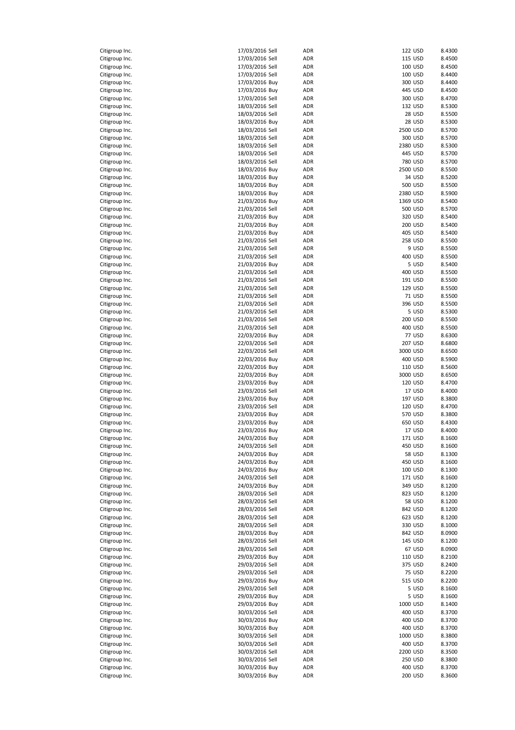| | | | | | |
|---|---|---|---|---|---|
| Citigroup Inc. | 17/03/2016 Sell | ADR | 122 | USD | 8.4300 |
| Citigroup Inc. | 17/03/2016 Sell | ADR | 115 | USD | 8.4500 |
| Citigroup Inc. | 17/03/2016 Sell | ADR | 100 | USD | 8.4500 |
| Citigroup Inc. | 17/03/2016 Sell | ADR | 100 | USD | 8.4400 |
| Citigroup Inc. | 17/03/2016 Buy | ADR | 300 | USD | 8.4400 |
| Citigroup Inc. | 17/03/2016 Buy | ADR | 445 | USD | 8.4500 |
| Citigroup Inc. | 17/03/2016 Sell | ADR | 300 | USD | 8.4700 |
| Citigroup Inc. | 18/03/2016 Sell | ADR | 132 | USD | 8.5300 |
| Citigroup Inc. | 18/03/2016 Sell | ADR | 28 | USD | 8.5500 |
| Citigroup Inc. | 18/03/2016 Buy | ADR | 28 | USD | 8.5300 |
| Citigroup Inc. | 18/03/2016 Sell | ADR | 2500 | USD | 8.5700 |
| Citigroup Inc. | 18/03/2016 Sell | ADR | 300 | USD | 8.5700 |
| Citigroup Inc. | 18/03/2016 Sell | ADR | 2380 | USD | 8.5300 |
| Citigroup Inc. | 18/03/2016 Sell | ADR | 445 | USD | 8.5700 |
| Citigroup Inc. | 18/03/2016 Sell | ADR | 780 | USD | 8.5700 |
| Citigroup Inc. | 18/03/2016 Buy | ADR | 2500 | USD | 8.5500 |
| Citigroup Inc. | 18/03/2016 Buy | ADR | 34 | USD | 8.5200 |
| Citigroup Inc. | 18/03/2016 Buy | ADR | 500 | USD | 8.5500 |
| Citigroup Inc. | 18/03/2016 Buy | ADR | 2380 | USD | 8.5900 |
| Citigroup Inc. | 21/03/2016 Buy | ADR | 1369 | USD | 8.5400 |
| Citigroup Inc. | 21/03/2016 Sell | ADR | 500 | USD | 8.5700 |
| Citigroup Inc. | 21/03/2016 Buy | ADR | 320 | USD | 8.5400 |
| Citigroup Inc. | 21/03/2016 Buy | ADR | 200 | USD | 8.5400 |
| Citigroup Inc. | 21/03/2016 Buy | ADR | 405 | USD | 8.5400 |
| Citigroup Inc. | 21/03/2016 Sell | ADR | 258 | USD | 8.5500 |
| Citigroup Inc. | 21/03/2016 Sell | ADR | 9 | USD | 8.5500 |
| Citigroup Inc. | 21/03/2016 Sell | ADR | 400 | USD | 8.5500 |
| Citigroup Inc. | 21/03/2016 Buy | ADR | 5 | USD | 8.5400 |
| Citigroup Inc. | 21/03/2016 Sell | ADR | 400 | USD | 8.5500 |
| Citigroup Inc. | 21/03/2016 Sell | ADR | 191 | USD | 8.5500 |
| Citigroup Inc. | 21/03/2016 Sell | ADR | 129 | USD | 8.5500 |
| Citigroup Inc. | 21/03/2016 Sell | ADR | 71 | USD | 8.5500 |
| Citigroup Inc. | 21/03/2016 Sell | ADR | 396 | USD | 8.5500 |
| Citigroup Inc. | 21/03/2016 Sell | ADR | 5 | USD | 8.5300 |
| Citigroup Inc. | 21/03/2016 Sell | ADR | 200 | USD | 8.5500 |
| Citigroup Inc. | 21/03/2016 Sell | ADR | 400 | USD | 8.5500 |
| Citigroup Inc. | 22/03/2016 Buy | ADR | 77 | USD | 8.6300 |
| Citigroup Inc. | 22/03/2016 Sell | ADR | 207 | USD | 8.6800 |
| Citigroup Inc. | 22/03/2016 Sell | ADR | 3000 | USD | 8.6500 |
| Citigroup Inc. | 22/03/2016 Buy | ADR | 400 | USD | 8.5900 |
| Citigroup Inc. | 22/03/2016 Buy | ADR | 110 | USD | 8.5600 |
| Citigroup Inc. | 22/03/2016 Buy | ADR | 3000 | USD | 8.6500 |
| Citigroup Inc. | 23/03/2016 Buy | ADR | 120 | USD | 8.4700 |
| Citigroup Inc. | 23/03/2016 Sell | ADR | 17 | USD | 8.4000 |
| Citigroup Inc. | 23/03/2016 Buy | ADR | 197 | USD | 8.3800 |
| Citigroup Inc. | 23/03/2016 Sell | ADR | 120 | USD | 8.4700 |
| Citigroup Inc. | 23/03/2016 Buy | ADR | 570 | USD | 8.3800 |
| Citigroup Inc. | 23/03/2016 Buy | ADR | 650 | USD | 8.4300 |
| Citigroup Inc. | 23/03/2016 Buy | ADR | 17 | USD | 8.4000 |
| Citigroup Inc. | 24/03/2016 Buy | ADR | 171 | USD | 8.1600 |
| Citigroup Inc. | 24/03/2016 Sell | ADR | 450 | USD | 8.1600 |
| Citigroup Inc. | 24/03/2016 Buy | ADR | 58 | USD | 8.1300 |
| Citigroup Inc. | 24/03/2016 Buy | ADR | 450 | USD | 8.1600 |
| Citigroup Inc. | 24/03/2016 Buy | ADR | 100 | USD | 8.1300 |
| Citigroup Inc. | 24/03/2016 Sell | ADR | 171 | USD | 8.1600 |
| Citigroup Inc. | 24/03/2016 Buy | ADR | 349 | USD | 8.1200 |
| Citigroup Inc. | 28/03/2016 Sell | ADR | 823 | USD | 8.1200 |
| Citigroup Inc. | 28/03/2016 Sell | ADR | 58 | USD | 8.1200 |
| Citigroup Inc. | 28/03/2016 Sell | ADR | 842 | USD | 8.1200 |
| Citigroup Inc. | 28/03/2016 Sell | ADR | 623 | USD | 8.1200 |
| Citigroup Inc. | 28/03/2016 Sell | ADR | 330 | USD | 8.1000 |
| Citigroup Inc. | 28/03/2016 Buy | ADR | 842 | USD | 8.0900 |
| Citigroup Inc. | 28/03/2016 Sell | ADR | 145 | USD | 8.1200 |
| Citigroup Inc. | 28/03/2016 Sell | ADR | 67 | USD | 8.0900 |
| Citigroup Inc. | 29/03/2016 Buy | ADR | 110 | USD | 8.2100 |
| Citigroup Inc. | 29/03/2016 Sell | ADR | 375 | USD | 8.2400 |
| Citigroup Inc. | 29/03/2016 Sell | ADR | 75 | USD | 8.2200 |
| Citigroup Inc. | 29/03/2016 Buy | ADR | 515 | USD | 8.2200 |
| Citigroup Inc. | 29/03/2016 Sell | ADR | 5 | USD | 8.1600 |
| Citigroup Inc. | 29/03/2016 Buy | ADR | 5 | USD | 8.1600 |
| Citigroup Inc. | 29/03/2016 Buy | ADR | 1000 | USD | 8.1400 |
| Citigroup Inc. | 30/03/2016 Sell | ADR | 400 | USD | 8.3700 |
| Citigroup Inc. | 30/03/2016 Buy | ADR | 400 | USD | 8.3700 |
| Citigroup Inc. | 30/03/2016 Buy | ADR | 400 | USD | 8.3700 |
| Citigroup Inc. | 30/03/2016 Sell | ADR | 1000 | USD | 8.3800 |
| Citigroup Inc. | 30/03/2016 Sell | ADR | 400 | USD | 8.3700 |
| Citigroup Inc. | 30/03/2016 Sell | ADR | 2200 | USD | 8.3500 |
| Citigroup Inc. | 30/03/2016 Sell | ADR | 250 | USD | 8.3800 |
| Citigroup Inc. | 30/03/2016 Buy | ADR | 400 | USD | 8.3700 |
| Citigroup Inc. | 30/03/2016 Buy | ADR | 200 | USD | 8.3600 |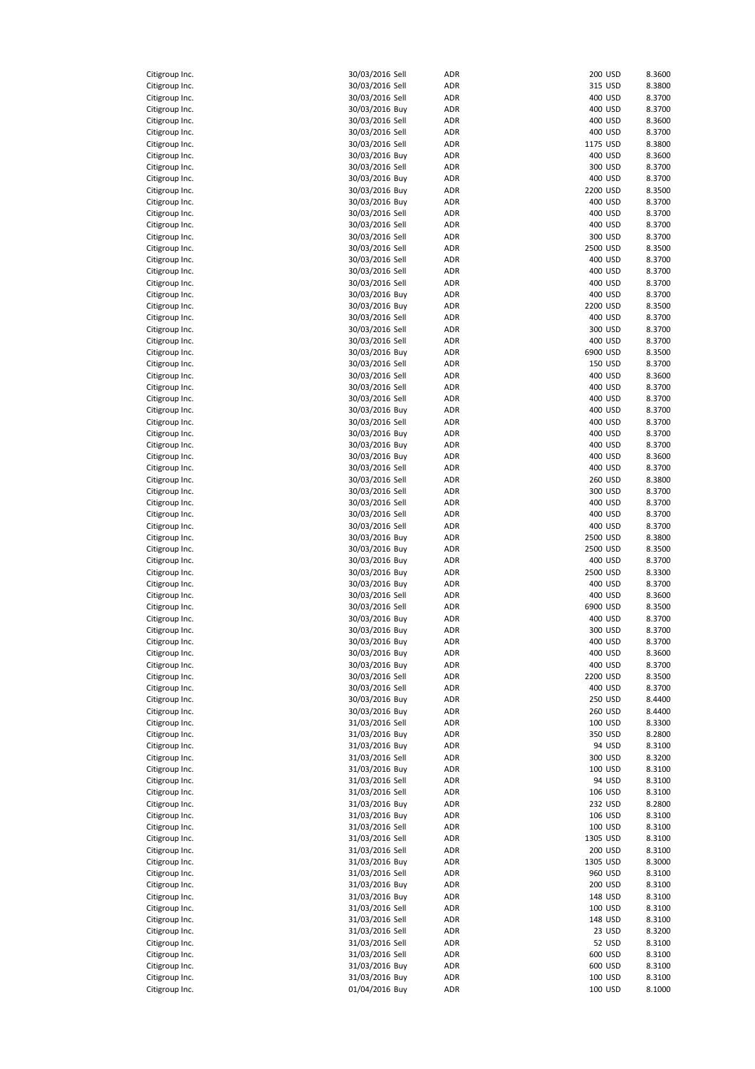| | | | | | |
|---|---|---|---|---|---|
| Citigroup Inc. | 30/03/2016 Sell | ADR | 200 | USD | 8.3600 |
| Citigroup Inc. | 30/03/2016 Sell | ADR | 315 | USD | 8.3800 |
| Citigroup Inc. | 30/03/2016 Sell | ADR | 400 | USD | 8.3700 |
| Citigroup Inc. | 30/03/2016 Buy | ADR | 400 | USD | 8.3700 |
| Citigroup Inc. | 30/03/2016 Sell | ADR | 400 | USD | 8.3600 |
| Citigroup Inc. | 30/03/2016 Sell | ADR | 400 | USD | 8.3700 |
| Citigroup Inc. | 30/03/2016 Sell | ADR | 1175 | USD | 8.3800 |
| Citigroup Inc. | 30/03/2016 Buy | ADR | 400 | USD | 8.3600 |
| Citigroup Inc. | 30/03/2016 Sell | ADR | 300 | USD | 8.3700 |
| Citigroup Inc. | 30/03/2016 Buy | ADR | 400 | USD | 8.3700 |
| Citigroup Inc. | 30/03/2016 Buy | ADR | 2200 | USD | 8.3500 |
| Citigroup Inc. | 30/03/2016 Buy | ADR | 400 | USD | 8.3700 |
| Citigroup Inc. | 30/03/2016 Sell | ADR | 400 | USD | 8.3700 |
| Citigroup Inc. | 30/03/2016 Sell | ADR | 400 | USD | 8.3700 |
| Citigroup Inc. | 30/03/2016 Sell | ADR | 300 | USD | 8.3700 |
| Citigroup Inc. | 30/03/2016 Sell | ADR | 2500 | USD | 8.3500 |
| Citigroup Inc. | 30/03/2016 Sell | ADR | 400 | USD | 8.3700 |
| Citigroup Inc. | 30/03/2016 Sell | ADR | 400 | USD | 8.3700 |
| Citigroup Inc. | 30/03/2016 Sell | ADR | 400 | USD | 8.3700 |
| Citigroup Inc. | 30/03/2016 Buy | ADR | 400 | USD | 8.3700 |
| Citigroup Inc. | 30/03/2016 Buy | ADR | 2200 | USD | 8.3500 |
| Citigroup Inc. | 30/03/2016 Sell | ADR | 400 | USD | 8.3700 |
| Citigroup Inc. | 30/03/2016 Sell | ADR | 300 | USD | 8.3700 |
| Citigroup Inc. | 30/03/2016 Sell | ADR | 400 | USD | 8.3700 |
| Citigroup Inc. | 30/03/2016 Buy | ADR | 6900 | USD | 8.3500 |
| Citigroup Inc. | 30/03/2016 Sell | ADR | 150 | USD | 8.3700 |
| Citigroup Inc. | 30/03/2016 Sell | ADR | 400 | USD | 8.3600 |
| Citigroup Inc. | 30/03/2016 Sell | ADR | 400 | USD | 8.3700 |
| Citigroup Inc. | 30/03/2016 Sell | ADR | 400 | USD | 8.3700 |
| Citigroup Inc. | 30/03/2016 Buy | ADR | 400 | USD | 8.3700 |
| Citigroup Inc. | 30/03/2016 Sell | ADR | 400 | USD | 8.3700 |
| Citigroup Inc. | 30/03/2016 Buy | ADR | 400 | USD | 8.3700 |
| Citigroup Inc. | 30/03/2016 Buy | ADR | 400 | USD | 8.3700 |
| Citigroup Inc. | 30/03/2016 Buy | ADR | 400 | USD | 8.3600 |
| Citigroup Inc. | 30/03/2016 Sell | ADR | 400 | USD | 8.3700 |
| Citigroup Inc. | 30/03/2016 Sell | ADR | 260 | USD | 8.3800 |
| Citigroup Inc. | 30/03/2016 Sell | ADR | 300 | USD | 8.3700 |
| Citigroup Inc. | 30/03/2016 Sell | ADR | 400 | USD | 8.3700 |
| Citigroup Inc. | 30/03/2016 Sell | ADR | 400 | USD | 8.3700 |
| Citigroup Inc. | 30/03/2016 Sell | ADR | 400 | USD | 8.3700 |
| Citigroup Inc. | 30/03/2016 Buy | ADR | 2500 | USD | 8.3800 |
| Citigroup Inc. | 30/03/2016 Buy | ADR | 2500 | USD | 8.3500 |
| Citigroup Inc. | 30/03/2016 Buy | ADR | 400 | USD | 8.3700 |
| Citigroup Inc. | 30/03/2016 Buy | ADR | 2500 | USD | 8.3300 |
| Citigroup Inc. | 30/03/2016 Buy | ADR | 400 | USD | 8.3700 |
| Citigroup Inc. | 30/03/2016 Sell | ADR | 400 | USD | 8.3600 |
| Citigroup Inc. | 30/03/2016 Sell | ADR | 6900 | USD | 8.3500 |
| Citigroup Inc. | 30/03/2016 Buy | ADR | 400 | USD | 8.3700 |
| Citigroup Inc. | 30/03/2016 Buy | ADR | 300 | USD | 8.3700 |
| Citigroup Inc. | 30/03/2016 Buy | ADR | 400 | USD | 8.3700 |
| Citigroup Inc. | 30/03/2016 Buy | ADR | 400 | USD | 8.3600 |
| Citigroup Inc. | 30/03/2016 Buy | ADR | 400 | USD | 8.3700 |
| Citigroup Inc. | 30/03/2016 Sell | ADR | 2200 | USD | 8.3500 |
| Citigroup Inc. | 30/03/2016 Sell | ADR | 400 | USD | 8.3700 |
| Citigroup Inc. | 30/03/2016 Buy | ADR | 250 | USD | 8.4400 |
| Citigroup Inc. | 30/03/2016 Buy | ADR | 260 | USD | 8.4400 |
| Citigroup Inc. | 31/03/2016 Sell | ADR | 100 | USD | 8.3300 |
| Citigroup Inc. | 31/03/2016 Buy | ADR | 350 | USD | 8.2800 |
| Citigroup Inc. | 31/03/2016 Buy | ADR | 94 | USD | 8.3100 |
| Citigroup Inc. | 31/03/2016 Sell | ADR | 300 | USD | 8.3200 |
| Citigroup Inc. | 31/03/2016 Buy | ADR | 100 | USD | 8.3100 |
| Citigroup Inc. | 31/03/2016 Sell | ADR | 94 | USD | 8.3100 |
| Citigroup Inc. | 31/03/2016 Sell | ADR | 106 | USD | 8.3100 |
| Citigroup Inc. | 31/03/2016 Buy | ADR | 232 | USD | 8.2800 |
| Citigroup Inc. | 31/03/2016 Buy | ADR | 106 | USD | 8.3100 |
| Citigroup Inc. | 31/03/2016 Sell | ADR | 100 | USD | 8.3100 |
| Citigroup Inc. | 31/03/2016 Sell | ADR | 1305 | USD | 8.3100 |
| Citigroup Inc. | 31/03/2016 Sell | ADR | 200 | USD | 8.3100 |
| Citigroup Inc. | 31/03/2016 Buy | ADR | 1305 | USD | 8.3000 |
| Citigroup Inc. | 31/03/2016 Sell | ADR | 960 | USD | 8.3100 |
| Citigroup Inc. | 31/03/2016 Buy | ADR | 200 | USD | 8.3100 |
| Citigroup Inc. | 31/03/2016 Buy | ADR | 148 | USD | 8.3100 |
| Citigroup Inc. | 31/03/2016 Sell | ADR | 100 | USD | 8.3100 |
| Citigroup Inc. | 31/03/2016 Sell | ADR | 148 | USD | 8.3100 |
| Citigroup Inc. | 31/03/2016 Sell | ADR | 23 | USD | 8.3200 |
| Citigroup Inc. | 31/03/2016 Sell | ADR | 52 | USD | 8.3100 |
| Citigroup Inc. | 31/03/2016 Sell | ADR | 600 | USD | 8.3100 |
| Citigroup Inc. | 31/03/2016 Buy | ADR | 600 | USD | 8.3100 |
| Citigroup Inc. | 31/03/2016 Buy | ADR | 100 | USD | 8.3100 |
| Citigroup Inc. | 01/04/2016 Buy | ADR | 100 | USD | 8.1000 |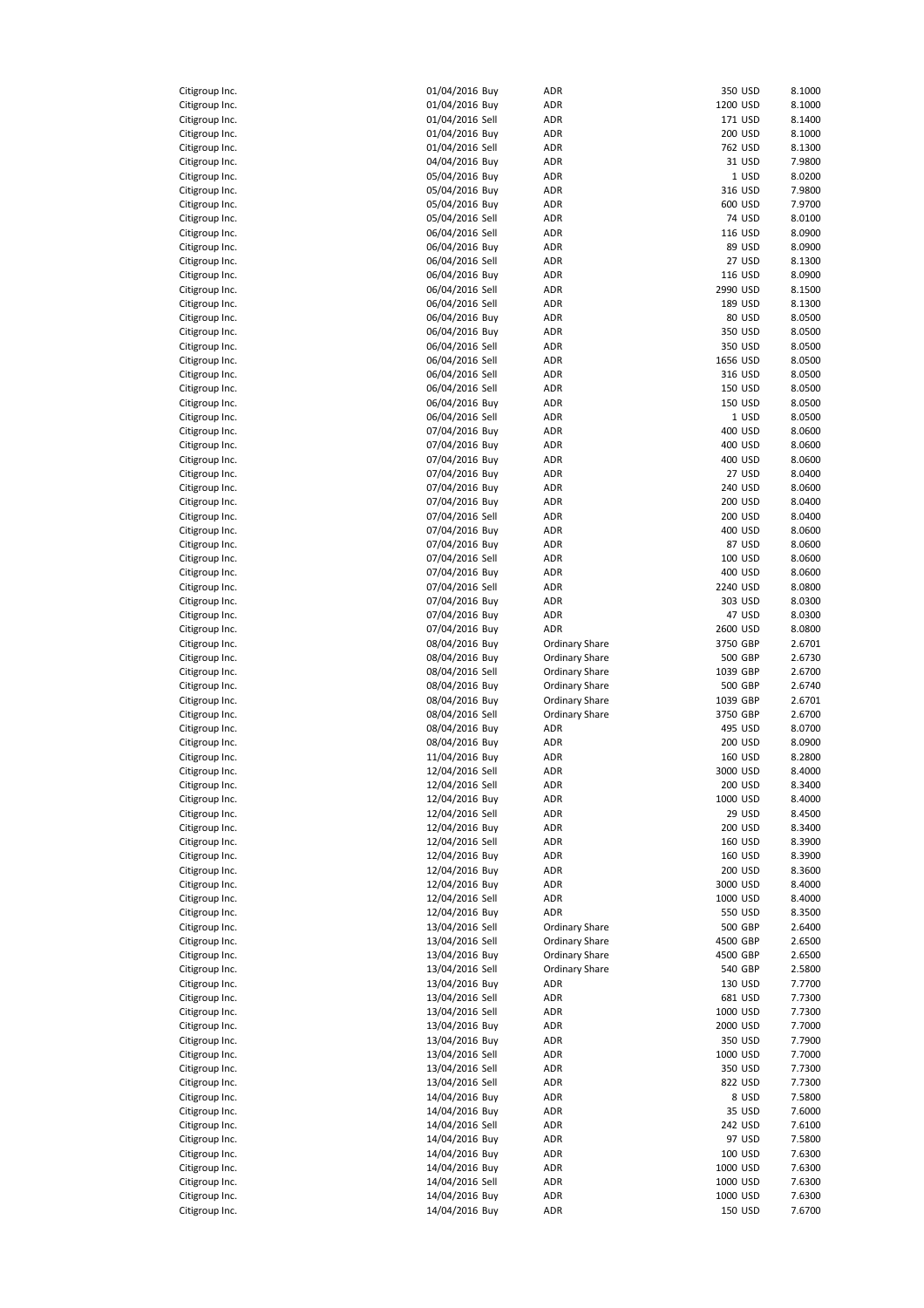| | | | | | |
|---|---|---|---|---|---|
| Citigroup Inc. | 01/04/2016 Buy | ADR | 350 | USD | 8.1000 |
| Citigroup Inc. | 01/04/2016 Buy | ADR | 1200 | USD | 8.1000 |
| Citigroup Inc. | 01/04/2016 Sell | ADR | 171 | USD | 8.1400 |
| Citigroup Inc. | 01/04/2016 Buy | ADR | 200 | USD | 8.1000 |
| Citigroup Inc. | 01/04/2016 Sell | ADR | 762 | USD | 8.1300 |
| Citigroup Inc. | 04/04/2016 Buy | ADR | 31 | USD | 7.9800 |
| Citigroup Inc. | 05/04/2016 Buy | ADR | 1 | USD | 8.0200 |
| Citigroup Inc. | 05/04/2016 Buy | ADR | 316 | USD | 7.9800 |
| Citigroup Inc. | 05/04/2016 Buy | ADR | 600 | USD | 7.9700 |
| Citigroup Inc. | 05/04/2016 Sell | ADR | 74 | USD | 8.0100 |
| Citigroup Inc. | 06/04/2016 Sell | ADR | 116 | USD | 8.0900 |
| Citigroup Inc. | 06/04/2016 Buy | ADR | 89 | USD | 8.0900 |
| Citigroup Inc. | 06/04/2016 Sell | ADR | 27 | USD | 8.1300 |
| Citigroup Inc. | 06/04/2016 Buy | ADR | 116 | USD | 8.0900 |
| Citigroup Inc. | 06/04/2016 Sell | ADR | 2990 | USD | 8.1500 |
| Citigroup Inc. | 06/04/2016 Sell | ADR | 189 | USD | 8.1300 |
| Citigroup Inc. | 06/04/2016 Buy | ADR | 80 | USD | 8.0500 |
| Citigroup Inc. | 06/04/2016 Buy | ADR | 350 | USD | 8.0500 |
| Citigroup Inc. | 06/04/2016 Sell | ADR | 350 | USD | 8.0500 |
| Citigroup Inc. | 06/04/2016 Sell | ADR | 1656 | USD | 8.0500 |
| Citigroup Inc. | 06/04/2016 Sell | ADR | 316 | USD | 8.0500 |
| Citigroup Inc. | 06/04/2016 Sell | ADR | 150 | USD | 8.0500 |
| Citigroup Inc. | 06/04/2016 Buy | ADR | 150 | USD | 8.0500 |
| Citigroup Inc. | 06/04/2016 Sell | ADR | 1 | USD | 8.0500 |
| Citigroup Inc. | 07/04/2016 Buy | ADR | 400 | USD | 8.0600 |
| Citigroup Inc. | 07/04/2016 Buy | ADR | 400 | USD | 8.0600 |
| Citigroup Inc. | 07/04/2016 Buy | ADR | 400 | USD | 8.0600 |
| Citigroup Inc. | 07/04/2016 Buy | ADR | 27 | USD | 8.0400 |
| Citigroup Inc. | 07/04/2016 Buy | ADR | 240 | USD | 8.0600 |
| Citigroup Inc. | 07/04/2016 Buy | ADR | 200 | USD | 8.0400 |
| Citigroup Inc. | 07/04/2016 Sell | ADR | 200 | USD | 8.0400 |
| Citigroup Inc. | 07/04/2016 Buy | ADR | 400 | USD | 8.0600 |
| Citigroup Inc. | 07/04/2016 Buy | ADR | 87 | USD | 8.0600 |
| Citigroup Inc. | 07/04/2016 Sell | ADR | 100 | USD | 8.0600 |
| Citigroup Inc. | 07/04/2016 Buy | ADR | 400 | USD | 8.0600 |
| Citigroup Inc. | 07/04/2016 Sell | ADR | 2240 | USD | 8.0800 |
| Citigroup Inc. | 07/04/2016 Buy | ADR | 303 | USD | 8.0300 |
| Citigroup Inc. | 07/04/2016 Buy | ADR | 47 | USD | 8.0300 |
| Citigroup Inc. | 07/04/2016 Buy | ADR | 2600 | USD | 8.0800 |
| Citigroup Inc. | 08/04/2016 Buy | Ordinary Share | 3750 | GBP | 2.6701 |
| Citigroup Inc. | 08/04/2016 Buy | Ordinary Share | 500 | GBP | 2.6730 |
| Citigroup Inc. | 08/04/2016 Sell | Ordinary Share | 1039 | GBP | 2.6700 |
| Citigroup Inc. | 08/04/2016 Buy | Ordinary Share | 500 | GBP | 2.6740 |
| Citigroup Inc. | 08/04/2016 Buy | Ordinary Share | 1039 | GBP | 2.6701 |
| Citigroup Inc. | 08/04/2016 Sell | Ordinary Share | 3750 | GBP | 2.6700 |
| Citigroup Inc. | 08/04/2016 Buy | ADR | 495 | USD | 8.0700 |
| Citigroup Inc. | 08/04/2016 Buy | ADR | 200 | USD | 8.0900 |
| Citigroup Inc. | 11/04/2016 Buy | ADR | 160 | USD | 8.2800 |
| Citigroup Inc. | 12/04/2016 Sell | ADR | 3000 | USD | 8.4000 |
| Citigroup Inc. | 12/04/2016 Sell | ADR | 200 | USD | 8.3400 |
| Citigroup Inc. | 12/04/2016 Buy | ADR | 1000 | USD | 8.4000 |
| Citigroup Inc. | 12/04/2016 Sell | ADR | 29 | USD | 8.4500 |
| Citigroup Inc. | 12/04/2016 Buy | ADR | 200 | USD | 8.3400 |
| Citigroup Inc. | 12/04/2016 Sell | ADR | 160 | USD | 8.3900 |
| Citigroup Inc. | 12/04/2016 Buy | ADR | 160 | USD | 8.3900 |
| Citigroup Inc. | 12/04/2016 Buy | ADR | 200 | USD | 8.3600 |
| Citigroup Inc. | 12/04/2016 Buy | ADR | 3000 | USD | 8.4000 |
| Citigroup Inc. | 12/04/2016 Sell | ADR | 1000 | USD | 8.4000 |
| Citigroup Inc. | 12/04/2016 Buy | ADR | 550 | USD | 8.3500 |
| Citigroup Inc. | 13/04/2016 Sell | Ordinary Share | 500 | GBP | 2.6400 |
| Citigroup Inc. | 13/04/2016 Sell | Ordinary Share | 4500 | GBP | 2.6500 |
| Citigroup Inc. | 13/04/2016 Buy | Ordinary Share | 4500 | GBP | 2.6500 |
| Citigroup Inc. | 13/04/2016 Sell | Ordinary Share | 540 | GBP | 2.5800 |
| Citigroup Inc. | 13/04/2016 Buy | ADR | 130 | USD | 7.7700 |
| Citigroup Inc. | 13/04/2016 Sell | ADR | 681 | USD | 7.7300 |
| Citigroup Inc. | 13/04/2016 Sell | ADR | 1000 | USD | 7.7300 |
| Citigroup Inc. | 13/04/2016 Buy | ADR | 2000 | USD | 7.7000 |
| Citigroup Inc. | 13/04/2016 Buy | ADR | 350 | USD | 7.7900 |
| Citigroup Inc. | 13/04/2016 Sell | ADR | 1000 | USD | 7.7000 |
| Citigroup Inc. | 13/04/2016 Sell | ADR | 350 | USD | 7.7300 |
| Citigroup Inc. | 13/04/2016 Sell | ADR | 822 | USD | 7.7300 |
| Citigroup Inc. | 14/04/2016 Buy | ADR | 8 | USD | 7.5800 |
| Citigroup Inc. | 14/04/2016 Buy | ADR | 35 | USD | 7.6000 |
| Citigroup Inc. | 14/04/2016 Sell | ADR | 242 | USD | 7.6100 |
| Citigroup Inc. | 14/04/2016 Buy | ADR | 97 | USD | 7.5800 |
| Citigroup Inc. | 14/04/2016 Buy | ADR | 100 | USD | 7.6300 |
| Citigroup Inc. | 14/04/2016 Buy | ADR | 1000 | USD | 7.6300 |
| Citigroup Inc. | 14/04/2016 Sell | ADR | 1000 | USD | 7.6300 |
| Citigroup Inc. | 14/04/2016 Buy | ADR | 1000 | USD | 7.6300 |
| Citigroup Inc. | 14/04/2016 Buy | ADR | 150 | USD | 7.6700 |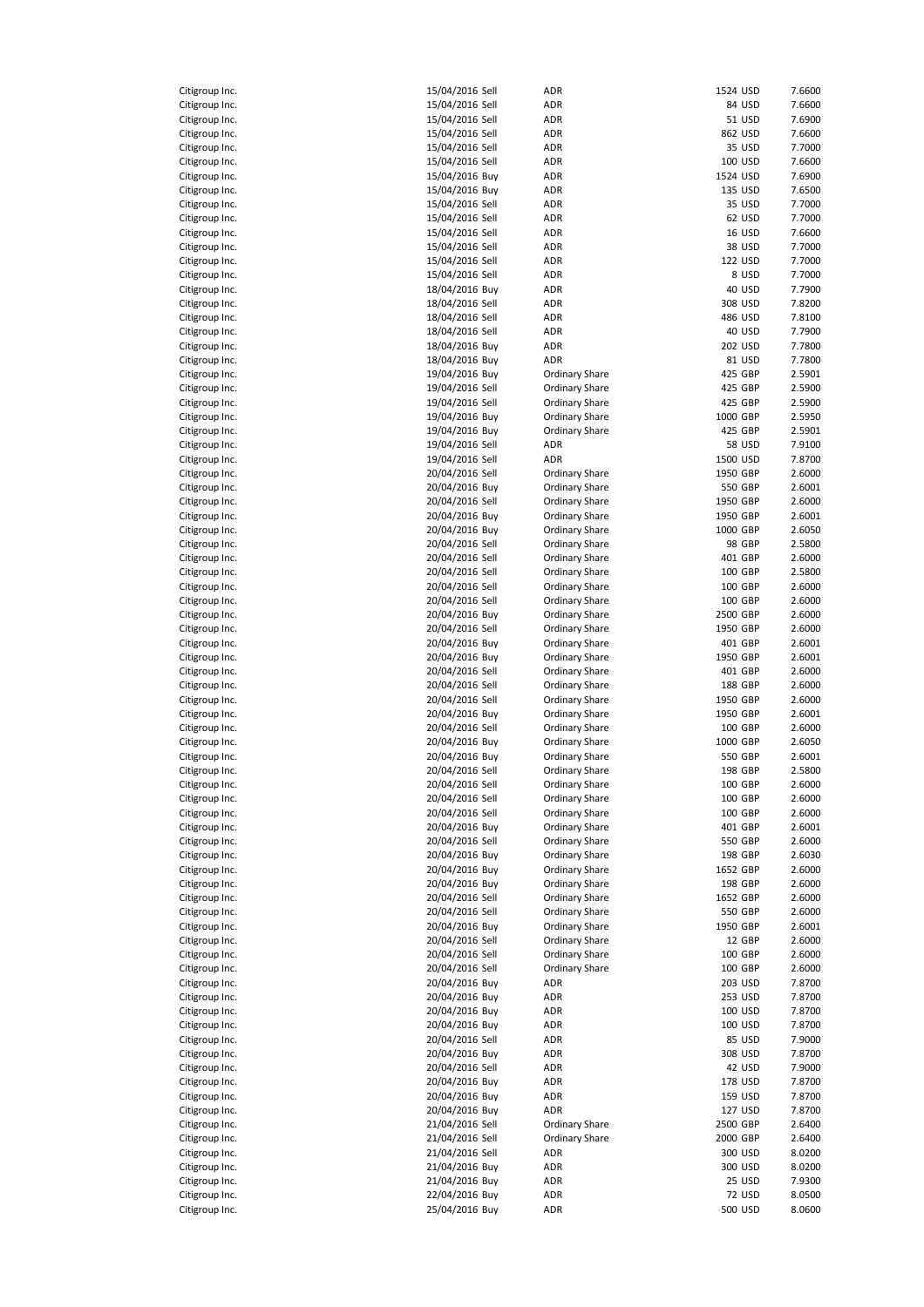| | | | | | | |
|---|---|---|---|---|---|---|
| Citigroup Inc. | 15/04/2016 | Sell | ADR | 1524 | USD | 7.6600 |
| Citigroup Inc. | 15/04/2016 | Sell | ADR | 84 | USD | 7.6600 |
| Citigroup Inc. | 15/04/2016 | Sell | ADR | 51 | USD | 7.6900 |
| Citigroup Inc. | 15/04/2016 | Sell | ADR | 862 | USD | 7.6600 |
| Citigroup Inc. | 15/04/2016 | Sell | ADR | 35 | USD | 7.7000 |
| Citigroup Inc. | 15/04/2016 | Sell | ADR | 100 | USD | 7.6600 |
| Citigroup Inc. | 15/04/2016 | Buy | ADR | 1524 | USD | 7.6900 |
| Citigroup Inc. | 15/04/2016 | Buy | ADR | 135 | USD | 7.6500 |
| Citigroup Inc. | 15/04/2016 | Sell | ADR | 35 | USD | 7.7000 |
| Citigroup Inc. | 15/04/2016 | Sell | ADR | 62 | USD | 7.7000 |
| Citigroup Inc. | 15/04/2016 | Sell | ADR | 16 | USD | 7.6600 |
| Citigroup Inc. | 15/04/2016 | Sell | ADR | 38 | USD | 7.7000 |
| Citigroup Inc. | 15/04/2016 | Sell | ADR | 122 | USD | 7.7000 |
| Citigroup Inc. | 15/04/2016 | Sell | ADR | 8 | USD | 7.7000 |
| Citigroup Inc. | 18/04/2016 | Buy | ADR | 40 | USD | 7.7900 |
| Citigroup Inc. | 18/04/2016 | Sell | ADR | 308 | USD | 7.8200 |
| Citigroup Inc. | 18/04/2016 | Sell | ADR | 486 | USD | 7.8100 |
| Citigroup Inc. | 18/04/2016 | Sell | ADR | 40 | USD | 7.7900 |
| Citigroup Inc. | 18/04/2016 | Buy | ADR | 202 | USD | 7.7800 |
| Citigroup Inc. | 18/04/2016 | Buy | ADR | 81 | USD | 7.7800 |
| Citigroup Inc. | 19/04/2016 | Buy | Ordinary Share | 425 | GBP | 2.5901 |
| Citigroup Inc. | 19/04/2016 | Sell | Ordinary Share | 425 | GBP | 2.5900 |
| Citigroup Inc. | 19/04/2016 | Sell | Ordinary Share | 425 | GBP | 2.5900 |
| Citigroup Inc. | 19/04/2016 | Buy | Ordinary Share | 1000 | GBP | 2.5950 |
| Citigroup Inc. | 19/04/2016 | Buy | Ordinary Share | 425 | GBP | 2.5901 |
| Citigroup Inc. | 19/04/2016 | Sell | ADR | 58 | USD | 7.9100 |
| Citigroup Inc. | 19/04/2016 | Sell | ADR | 1500 | USD | 7.8700 |
| Citigroup Inc. | 20/04/2016 | Sell | Ordinary Share | 1950 | GBP | 2.6000 |
| Citigroup Inc. | 20/04/2016 | Buy | Ordinary Share | 550 | GBP | 2.6001 |
| Citigroup Inc. | 20/04/2016 | Sell | Ordinary Share | 1950 | GBP | 2.6000 |
| Citigroup Inc. | 20/04/2016 | Buy | Ordinary Share | 1950 | GBP | 2.6001 |
| Citigroup Inc. | 20/04/2016 | Buy | Ordinary Share | 1000 | GBP | 2.6050 |
| Citigroup Inc. | 20/04/2016 | Sell | Ordinary Share | 98 | GBP | 2.5800 |
| Citigroup Inc. | 20/04/2016 | Sell | Ordinary Share | 401 | GBP | 2.6000 |
| Citigroup Inc. | 20/04/2016 | Sell | Ordinary Share | 100 | GBP | 2.5800 |
| Citigroup Inc. | 20/04/2016 | Sell | Ordinary Share | 100 | GBP | 2.6000 |
| Citigroup Inc. | 20/04/2016 | Sell | Ordinary Share | 100 | GBP | 2.6000 |
| Citigroup Inc. | 20/04/2016 | Buy | Ordinary Share | 2500 | GBP | 2.6000 |
| Citigroup Inc. | 20/04/2016 | Sell | Ordinary Share | 1950 | GBP | 2.6000 |
| Citigroup Inc. | 20/04/2016 | Buy | Ordinary Share | 401 | GBP | 2.6001 |
| Citigroup Inc. | 20/04/2016 | Buy | Ordinary Share | 1950 | GBP | 2.6001 |
| Citigroup Inc. | 20/04/2016 | Sell | Ordinary Share | 401 | GBP | 2.6000 |
| Citigroup Inc. | 20/04/2016 | Sell | Ordinary Share | 188 | GBP | 2.6000 |
| Citigroup Inc. | 20/04/2016 | Sell | Ordinary Share | 1950 | GBP | 2.6000 |
| Citigroup Inc. | 20/04/2016 | Buy | Ordinary Share | 1950 | GBP | 2.6001 |
| Citigroup Inc. | 20/04/2016 | Sell | Ordinary Share | 100 | GBP | 2.6000 |
| Citigroup Inc. | 20/04/2016 | Buy | Ordinary Share | 1000 | GBP | 2.6050 |
| Citigroup Inc. | 20/04/2016 | Buy | Ordinary Share | 550 | GBP | 2.6001 |
| Citigroup Inc. | 20/04/2016 | Sell | Ordinary Share | 198 | GBP | 2.5800 |
| Citigroup Inc. | 20/04/2016 | Sell | Ordinary Share | 100 | GBP | 2.6000 |
| Citigroup Inc. | 20/04/2016 | Sell | Ordinary Share | 100 | GBP | 2.6000 |
| Citigroup Inc. | 20/04/2016 | Sell | Ordinary Share | 100 | GBP | 2.6000 |
| Citigroup Inc. | 20/04/2016 | Buy | Ordinary Share | 401 | GBP | 2.6001 |
| Citigroup Inc. | 20/04/2016 | Sell | Ordinary Share | 550 | GBP | 2.6000 |
| Citigroup Inc. | 20/04/2016 | Buy | Ordinary Share | 198 | GBP | 2.6030 |
| Citigroup Inc. | 20/04/2016 | Buy | Ordinary Share | 1652 | GBP | 2.6000 |
| Citigroup Inc. | 20/04/2016 | Buy | Ordinary Share | 198 | GBP | 2.6000 |
| Citigroup Inc. | 20/04/2016 | Sell | Ordinary Share | 1652 | GBP | 2.6000 |
| Citigroup Inc. | 20/04/2016 | Sell | Ordinary Share | 550 | GBP | 2.6000 |
| Citigroup Inc. | 20/04/2016 | Buy | Ordinary Share | 1950 | GBP | 2.6001 |
| Citigroup Inc. | 20/04/2016 | Sell | Ordinary Share | 12 | GBP | 2.6000 |
| Citigroup Inc. | 20/04/2016 | Sell | Ordinary Share | 100 | GBP | 2.6000 |
| Citigroup Inc. | 20/04/2016 | Sell | Ordinary Share | 100 | GBP | 2.6000 |
| Citigroup Inc. | 20/04/2016 | Buy | ADR | 203 | USD | 7.8700 |
| Citigroup Inc. | 20/04/2016 | Buy | ADR | 253 | USD | 7.8700 |
| Citigroup Inc. | 20/04/2016 | Buy | ADR | 100 | USD | 7.8700 |
| Citigroup Inc. | 20/04/2016 | Buy | ADR | 100 | USD | 7.8700 |
| Citigroup Inc. | 20/04/2016 | Sell | ADR | 85 | USD | 7.9000 |
| Citigroup Inc. | 20/04/2016 | Buy | ADR | 308 | USD | 7.8700 |
| Citigroup Inc. | 20/04/2016 | Sell | ADR | 42 | USD | 7.9000 |
| Citigroup Inc. | 20/04/2016 | Buy | ADR | 178 | USD | 7.8700 |
| Citigroup Inc. | 20/04/2016 | Buy | ADR | 159 | USD | 7.8700 |
| Citigroup Inc. | 20/04/2016 | Buy | ADR | 127 | USD | 7.8700 |
| Citigroup Inc. | 21/04/2016 | Sell | Ordinary Share | 2500 | GBP | 2.6400 |
| Citigroup Inc. | 21/04/2016 | Sell | Ordinary Share | 2000 | GBP | 2.6400 |
| Citigroup Inc. | 21/04/2016 | Sell | ADR | 300 | USD | 8.0200 |
| Citigroup Inc. | 21/04/2016 | Buy | ADR | 300 | USD | 8.0200 |
| Citigroup Inc. | 21/04/2016 | Buy | ADR | 25 | USD | 7.9300 |
| Citigroup Inc. | 22/04/2016 | Buy | ADR | 72 | USD | 8.0500 |
| Citigroup Inc. | 25/04/2016 | Buy | ADR | 500 | USD | 8.0600 |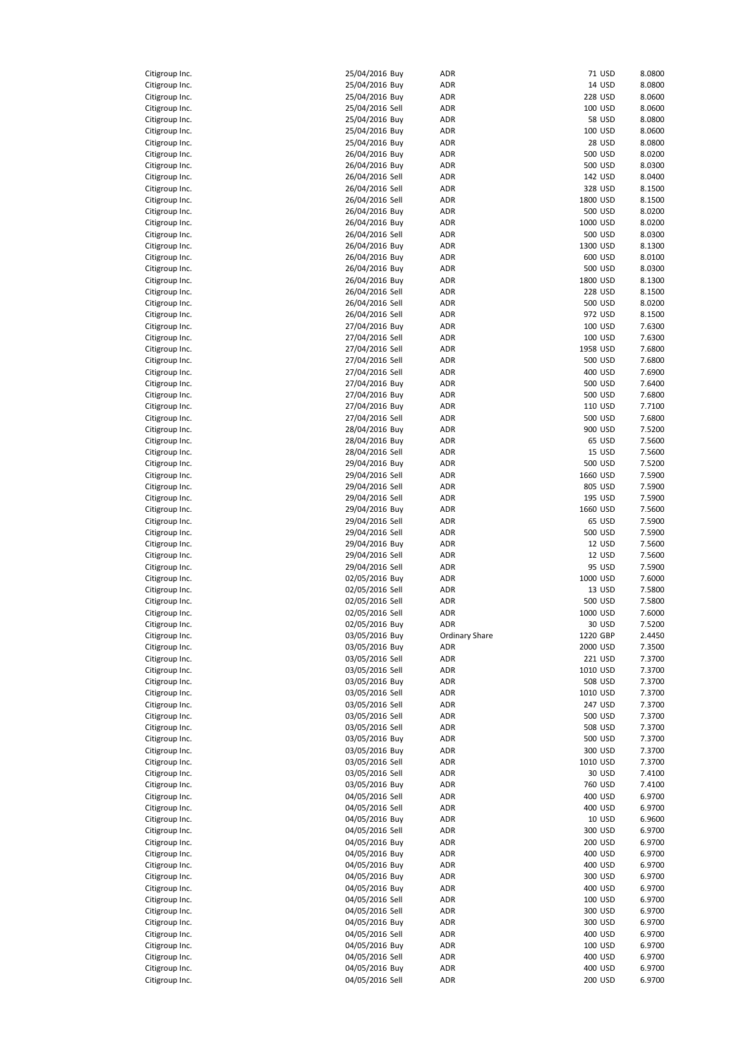| | | | | | | |
|---|---|---|---|---|---|---|
| Citigroup Inc. | 25/04/2016 | Buy | ADR | 71 | USD | 8.0800 |
| Citigroup Inc. | 25/04/2016 | Buy | ADR | 14 | USD | 8.0800 |
| Citigroup Inc. | 25/04/2016 | Buy | ADR | 228 | USD | 8.0600 |
| Citigroup Inc. | 25/04/2016 | Sell | ADR | 100 | USD | 8.0600 |
| Citigroup Inc. | 25/04/2016 | Buy | ADR | 58 | USD | 8.0800 |
| Citigroup Inc. | 25/04/2016 | Buy | ADR | 100 | USD | 8.0600 |
| Citigroup Inc. | 25/04/2016 | Buy | ADR | 28 | USD | 8.0800 |
| Citigroup Inc. | 26/04/2016 | Buy | ADR | 500 | USD | 8.0200 |
| Citigroup Inc. | 26/04/2016 | Buy | ADR | 500 | USD | 8.0300 |
| Citigroup Inc. | 26/04/2016 | Sell | ADR | 142 | USD | 8.0400 |
| Citigroup Inc. | 26/04/2016 | Sell | ADR | 328 | USD | 8.1500 |
| Citigroup Inc. | 26/04/2016 | Sell | ADR | 1800 | USD | 8.1500 |
| Citigroup Inc. | 26/04/2016 | Buy | ADR | 500 | USD | 8.0200 |
| Citigroup Inc. | 26/04/2016 | Buy | ADR | 1000 | USD | 8.0200 |
| Citigroup Inc. | 26/04/2016 | Sell | ADR | 500 | USD | 8.0300 |
| Citigroup Inc. | 26/04/2016 | Buy | ADR | 1300 | USD | 8.1300 |
| Citigroup Inc. | 26/04/2016 | Buy | ADR | 600 | USD | 8.0100 |
| Citigroup Inc. | 26/04/2016 | Buy | ADR | 500 | USD | 8.0300 |
| Citigroup Inc. | 26/04/2016 | Buy | ADR | 1800 | USD | 8.1300 |
| Citigroup Inc. | 26/04/2016 | Sell | ADR | 228 | USD | 8.1500 |
| Citigroup Inc. | 26/04/2016 | Sell | ADR | 500 | USD | 8.0200 |
| Citigroup Inc. | 26/04/2016 | Sell | ADR | 972 | USD | 8.1500 |
| Citigroup Inc. | 27/04/2016 | Buy | ADR | 100 | USD | 7.6300 |
| Citigroup Inc. | 27/04/2016 | Sell | ADR | 100 | USD | 7.6300 |
| Citigroup Inc. | 27/04/2016 | Sell | ADR | 1958 | USD | 7.6800 |
| Citigroup Inc. | 27/04/2016 | Sell | ADR | 500 | USD | 7.6800 |
| Citigroup Inc. | 27/04/2016 | Sell | ADR | 400 | USD | 7.6900 |
| Citigroup Inc. | 27/04/2016 | Buy | ADR | 500 | USD | 7.6400 |
| Citigroup Inc. | 27/04/2016 | Buy | ADR | 500 | USD | 7.6800 |
| Citigroup Inc. | 27/04/2016 | Buy | ADR | 110 | USD | 7.7100 |
| Citigroup Inc. | 27/04/2016 | Sell | ADR | 500 | USD | 7.6800 |
| Citigroup Inc. | 28/04/2016 | Buy | ADR | 900 | USD | 7.5200 |
| Citigroup Inc. | 28/04/2016 | Buy | ADR | 65 | USD | 7.5600 |
| Citigroup Inc. | 28/04/2016 | Sell | ADR | 15 | USD | 7.5600 |
| Citigroup Inc. | 29/04/2016 | Buy | ADR | 500 | USD | 7.5200 |
| Citigroup Inc. | 29/04/2016 | Sell | ADR | 1660 | USD | 7.5900 |
| Citigroup Inc. | 29/04/2016 | Sell | ADR | 805 | USD | 7.5900 |
| Citigroup Inc. | 29/04/2016 | Sell | ADR | 195 | USD | 7.5900 |
| Citigroup Inc. | 29/04/2016 | Buy | ADR | 1660 | USD | 7.5600 |
| Citigroup Inc. | 29/04/2016 | Sell | ADR | 65 | USD | 7.5900 |
| Citigroup Inc. | 29/04/2016 | Sell | ADR | 500 | USD | 7.5900 |
| Citigroup Inc. | 29/04/2016 | Buy | ADR | 12 | USD | 7.5600 |
| Citigroup Inc. | 29/04/2016 | Sell | ADR | 12 | USD | 7.5600 |
| Citigroup Inc. | 29/04/2016 | Sell | ADR | 95 | USD | 7.5900 |
| Citigroup Inc. | 02/05/2016 | Buy | ADR | 1000 | USD | 7.6000 |
| Citigroup Inc. | 02/05/2016 | Sell | ADR | 13 | USD | 7.5800 |
| Citigroup Inc. | 02/05/2016 | Sell | ADR | 500 | USD | 7.5800 |
| Citigroup Inc. | 02/05/2016 | Sell | ADR | 1000 | USD | 7.6000 |
| Citigroup Inc. | 02/05/2016 | Buy | ADR | 30 | USD | 7.5200 |
| Citigroup Inc. | 03/05/2016 | Buy | Ordinary Share | 1220 | GBP | 2.4450 |
| Citigroup Inc. | 03/05/2016 | Buy | ADR | 2000 | USD | 7.3500 |
| Citigroup Inc. | 03/05/2016 | Sell | ADR | 221 | USD | 7.3700 |
| Citigroup Inc. | 03/05/2016 | Sell | ADR | 1010 | USD | 7.3700 |
| Citigroup Inc. | 03/05/2016 | Buy | ADR | 508 | USD | 7.3700 |
| Citigroup Inc. | 03/05/2016 | Sell | ADR | 1010 | USD | 7.3700 |
| Citigroup Inc. | 03/05/2016 | Sell | ADR | 247 | USD | 7.3700 |
| Citigroup Inc. | 03/05/2016 | Sell | ADR | 500 | USD | 7.3700 |
| Citigroup Inc. | 03/05/2016 | Sell | ADR | 508 | USD | 7.3700 |
| Citigroup Inc. | 03/05/2016 | Buy | ADR | 500 | USD | 7.3700 |
| Citigroup Inc. | 03/05/2016 | Buy | ADR | 300 | USD | 7.3700 |
| Citigroup Inc. | 03/05/2016 | Sell | ADR | 1010 | USD | 7.3700 |
| Citigroup Inc. | 03/05/2016 | Sell | ADR | 30 | USD | 7.4100 |
| Citigroup Inc. | 03/05/2016 | Buy | ADR | 760 | USD | 7.4100 |
| Citigroup Inc. | 04/05/2016 | Sell | ADR | 400 | USD | 6.9700 |
| Citigroup Inc. | 04/05/2016 | Sell | ADR | 400 | USD | 6.9700 |
| Citigroup Inc. | 04/05/2016 | Buy | ADR | 10 | USD | 6.9600 |
| Citigroup Inc. | 04/05/2016 | Sell | ADR | 300 | USD | 6.9700 |
| Citigroup Inc. | 04/05/2016 | Buy | ADR | 200 | USD | 6.9700 |
| Citigroup Inc. | 04/05/2016 | Buy | ADR | 400 | USD | 6.9700 |
| Citigroup Inc. | 04/05/2016 | Buy | ADR | 400 | USD | 6.9700 |
| Citigroup Inc. | 04/05/2016 | Buy | ADR | 300 | USD | 6.9700 |
| Citigroup Inc. | 04/05/2016 | Buy | ADR | 400 | USD | 6.9700 |
| Citigroup Inc. | 04/05/2016 | Sell | ADR | 100 | USD | 6.9700 |
| Citigroup Inc. | 04/05/2016 | Sell | ADR | 300 | USD | 6.9700 |
| Citigroup Inc. | 04/05/2016 | Buy | ADR | 300 | USD | 6.9700 |
| Citigroup Inc. | 04/05/2016 | Sell | ADR | 400 | USD | 6.9700 |
| Citigroup Inc. | 04/05/2016 | Buy | ADR | 100 | USD | 6.9700 |
| Citigroup Inc. | 04/05/2016 | Sell | ADR | 400 | USD | 6.9700 |
| Citigroup Inc. | 04/05/2016 | Buy | ADR | 400 | USD | 6.9700 |
| Citigroup Inc. | 04/05/2016 | Sell | ADR | 200 | USD | 6.9700 |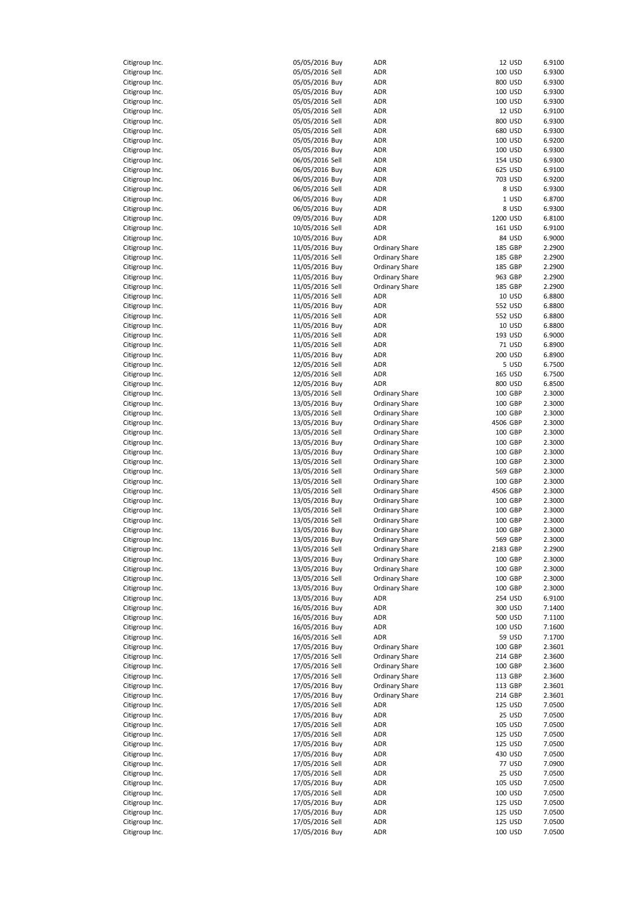| | | | | | | |
|---|---|---|---|---|---|---|
| Citigroup Inc. | 05/05/2016 | Buy | ADR | 12 | USD | 6.9100 |
| Citigroup Inc. | 05/05/2016 | Sell | ADR | 100 | USD | 6.9300 |
| Citigroup Inc. | 05/05/2016 | Buy | ADR | 800 | USD | 6.9300 |
| Citigroup Inc. | 05/05/2016 | Buy | ADR | 100 | USD | 6.9300 |
| Citigroup Inc. | 05/05/2016 | Sell | ADR | 100 | USD | 6.9300 |
| Citigroup Inc. | 05/05/2016 | Sell | ADR | 12 | USD | 6.9100 |
| Citigroup Inc. | 05/05/2016 | Sell | ADR | 800 | USD | 6.9300 |
| Citigroup Inc. | 05/05/2016 | Sell | ADR | 680 | USD | 6.9300 |
| Citigroup Inc. | 05/05/2016 | Buy | ADR | 100 | USD | 6.9200 |
| Citigroup Inc. | 05/05/2016 | Buy | ADR | 100 | USD | 6.9300 |
| Citigroup Inc. | 06/05/2016 | Sell | ADR | 154 | USD | 6.9300 |
| Citigroup Inc. | 06/05/2016 | Buy | ADR | 625 | USD | 6.9100 |
| Citigroup Inc. | 06/05/2016 | Buy | ADR | 703 | USD | 6.9200 |
| Citigroup Inc. | 06/05/2016 | Sell | ADR | 8 | USD | 6.9300 |
| Citigroup Inc. | 06/05/2016 | Buy | ADR | 1 | USD | 6.8700 |
| Citigroup Inc. | 06/05/2016 | Buy | ADR | 8 | USD | 6.9300 |
| Citigroup Inc. | 09/05/2016 | Buy | ADR | 1200 | USD | 6.8100 |
| Citigroup Inc. | 10/05/2016 | Sell | ADR | 161 | USD | 6.9100 |
| Citigroup Inc. | 10/05/2016 | Buy | ADR | 84 | USD | 6.9000 |
| Citigroup Inc. | 11/05/2016 | Buy | Ordinary Share | 185 | GBP | 2.2900 |
| Citigroup Inc. | 11/05/2016 | Sell | Ordinary Share | 185 | GBP | 2.2900 |
| Citigroup Inc. | 11/05/2016 | Buy | Ordinary Share | 185 | GBP | 2.2900 |
| Citigroup Inc. | 11/05/2016 | Buy | Ordinary Share | 963 | GBP | 2.2900 |
| Citigroup Inc. | 11/05/2016 | Sell | Ordinary Share | 185 | GBP | 2.2900 |
| Citigroup Inc. | 11/05/2016 | Sell | ADR | 10 | USD | 6.8800 |
| Citigroup Inc. | 11/05/2016 | Buy | ADR | 552 | USD | 6.8800 |
| Citigroup Inc. | 11/05/2016 | Sell | ADR | 552 | USD | 6.8800 |
| Citigroup Inc. | 11/05/2016 | Buy | ADR | 10 | USD | 6.8800 |
| Citigroup Inc. | 11/05/2016 | Sell | ADR | 193 | USD | 6.9000 |
| Citigroup Inc. | 11/05/2016 | Sell | ADR | 71 | USD | 6.8900 |
| Citigroup Inc. | 11/05/2016 | Buy | ADR | 200 | USD | 6.8900 |
| Citigroup Inc. | 12/05/2016 | Sell | ADR | 5 | USD | 6.7500 |
| Citigroup Inc. | 12/05/2016 | Sell | ADR | 165 | USD | 6.7500 |
| Citigroup Inc. | 12/05/2016 | Buy | ADR | 800 | USD | 6.8500 |
| Citigroup Inc. | 13/05/2016 | Sell | Ordinary Share | 100 | GBP | 2.3000 |
| Citigroup Inc. | 13/05/2016 | Buy | Ordinary Share | 100 | GBP | 2.3000 |
| Citigroup Inc. | 13/05/2016 | Sell | Ordinary Share | 100 | GBP | 2.3000 |
| Citigroup Inc. | 13/05/2016 | Buy | Ordinary Share | 4506 | GBP | 2.3000 |
| Citigroup Inc. | 13/05/2016 | Sell | Ordinary Share | 100 | GBP | 2.3000 |
| Citigroup Inc. | 13/05/2016 | Buy | Ordinary Share | 100 | GBP | 2.3000 |
| Citigroup Inc. | 13/05/2016 | Buy | Ordinary Share | 100 | GBP | 2.3000 |
| Citigroup Inc. | 13/05/2016 | Sell | Ordinary Share | 100 | GBP | 2.3000 |
| Citigroup Inc. | 13/05/2016 | Sell | Ordinary Share | 569 | GBP | 2.3000 |
| Citigroup Inc. | 13/05/2016 | Sell | Ordinary Share | 100 | GBP | 2.3000 |
| Citigroup Inc. | 13/05/2016 | Sell | Ordinary Share | 4506 | GBP | 2.3000 |
| Citigroup Inc. | 13/05/2016 | Buy | Ordinary Share | 100 | GBP | 2.3000 |
| Citigroup Inc. | 13/05/2016 | Sell | Ordinary Share | 100 | GBP | 2.3000 |
| Citigroup Inc. | 13/05/2016 | Sell | Ordinary Share | 100 | GBP | 2.3000 |
| Citigroup Inc. | 13/05/2016 | Buy | Ordinary Share | 100 | GBP | 2.3000 |
| Citigroup Inc. | 13/05/2016 | Buy | Ordinary Share | 569 | GBP | 2.3000 |
| Citigroup Inc. | 13/05/2016 | Sell | Ordinary Share | 2183 | GBP | 2.2900 |
| Citigroup Inc. | 13/05/2016 | Buy | Ordinary Share | 100 | GBP | 2.3000 |
| Citigroup Inc. | 13/05/2016 | Buy | Ordinary Share | 100 | GBP | 2.3000 |
| Citigroup Inc. | 13/05/2016 | Sell | Ordinary Share | 100 | GBP | 2.3000 |
| Citigroup Inc. | 13/05/2016 | Buy | Ordinary Share | 100 | GBP | 2.3000 |
| Citigroup Inc. | 13/05/2016 | Buy | ADR | 254 | USD | 6.9100 |
| Citigroup Inc. | 16/05/2016 | Buy | ADR | 300 | USD | 7.1400 |
| Citigroup Inc. | 16/05/2016 | Buy | ADR | 500 | USD | 7.1100 |
| Citigroup Inc. | 16/05/2016 | Buy | ADR | 100 | USD | 7.1600 |
| Citigroup Inc. | 16/05/2016 | Sell | ADR | 59 | USD | 7.1700 |
| Citigroup Inc. | 17/05/2016 | Buy | Ordinary Share | 100 | GBP | 2.3601 |
| Citigroup Inc. | 17/05/2016 | Sell | Ordinary Share | 214 | GBP | 2.3600 |
| Citigroup Inc. | 17/05/2016 | Sell | Ordinary Share | 100 | GBP | 2.3600 |
| Citigroup Inc. | 17/05/2016 | Sell | Ordinary Share | 113 | GBP | 2.3600 |
| Citigroup Inc. | 17/05/2016 | Buy | Ordinary Share | 113 | GBP | 2.3601 |
| Citigroup Inc. | 17/05/2016 | Buy | Ordinary Share | 214 | GBP | 2.3601 |
| Citigroup Inc. | 17/05/2016 | Sell | ADR | 125 | USD | 7.0500 |
| Citigroup Inc. | 17/05/2016 | Buy | ADR | 25 | USD | 7.0500 |
| Citigroup Inc. | 17/05/2016 | Sell | ADR | 105 | USD | 7.0500 |
| Citigroup Inc. | 17/05/2016 | Sell | ADR | 125 | USD | 7.0500 |
| Citigroup Inc. | 17/05/2016 | Buy | ADR | 125 | USD | 7.0500 |
| Citigroup Inc. | 17/05/2016 | Buy | ADR | 430 | USD | 7.0500 |
| Citigroup Inc. | 17/05/2016 | Sell | ADR | 77 | USD | 7.0900 |
| Citigroup Inc. | 17/05/2016 | Sell | ADR | 25 | USD | 7.0500 |
| Citigroup Inc. | 17/05/2016 | Buy | ADR | 105 | USD | 7.0500 |
| Citigroup Inc. | 17/05/2016 | Sell | ADR | 100 | USD | 7.0500 |
| Citigroup Inc. | 17/05/2016 | Buy | ADR | 125 | USD | 7.0500 |
| Citigroup Inc. | 17/05/2016 | Buy | ADR | 125 | USD | 7.0500 |
| Citigroup Inc. | 17/05/2016 | Sell | ADR | 125 | USD | 7.0500 |
| Citigroup Inc. | 17/05/2016 | Buy | ADR | 100 | USD | 7.0500 |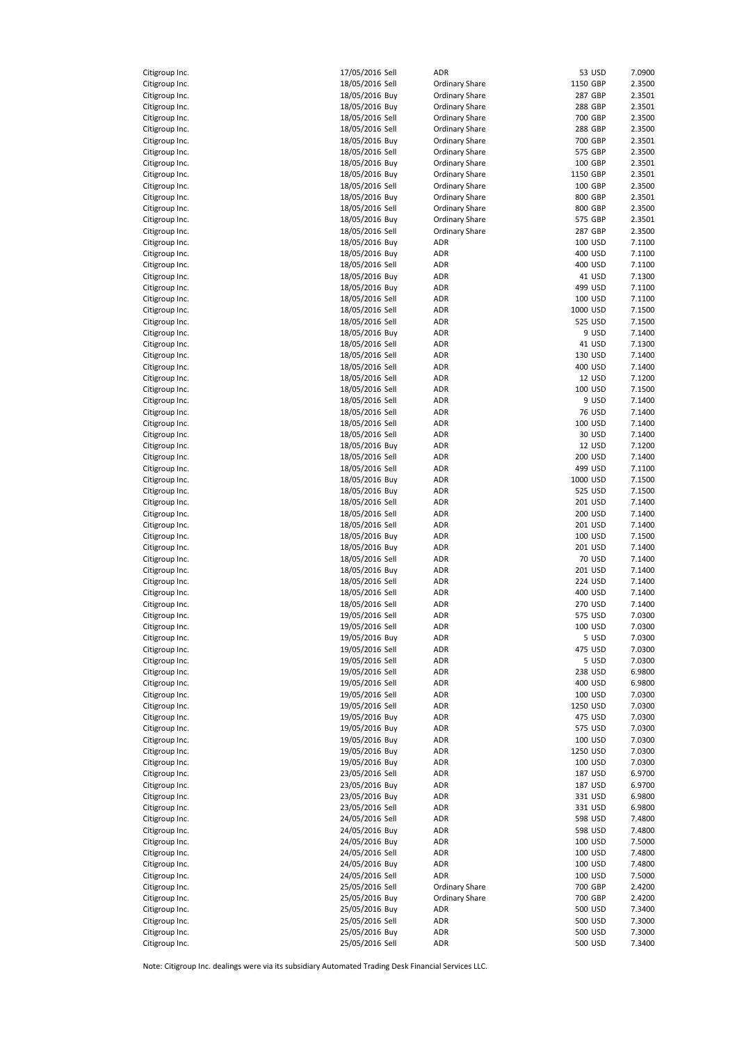| | | | | | | |
|---|---|---|---|---|---|---|
| Citigroup Inc. | 17/05/2016 | Sell | ADR | 53 | USD | 7.0900 |
| Citigroup Inc. | 18/05/2016 | Sell | Ordinary Share | 1150 | GBP | 2.3500 |
| Citigroup Inc. | 18/05/2016 | Buy | Ordinary Share | 287 | GBP | 2.3501 |
| Citigroup Inc. | 18/05/2016 | Buy | Ordinary Share | 288 | GBP | 2.3501 |
| Citigroup Inc. | 18/05/2016 | Sell | Ordinary Share | 700 | GBP | 2.3500 |
| Citigroup Inc. | 18/05/2016 | Sell | Ordinary Share | 288 | GBP | 2.3500 |
| Citigroup Inc. | 18/05/2016 | Buy | Ordinary Share | 700 | GBP | 2.3501 |
| Citigroup Inc. | 18/05/2016 | Sell | Ordinary Share | 575 | GBP | 2.3500 |
| Citigroup Inc. | 18/05/2016 | Buy | Ordinary Share | 100 | GBP | 2.3501 |
| Citigroup Inc. | 18/05/2016 | Buy | Ordinary Share | 1150 | GBP | 2.3501 |
| Citigroup Inc. | 18/05/2016 | Sell | Ordinary Share | 100 | GBP | 2.3500 |
| Citigroup Inc. | 18/05/2016 | Buy | Ordinary Share | 800 | GBP | 2.3501 |
| Citigroup Inc. | 18/05/2016 | Sell | Ordinary Share | 800 | GBP | 2.3500 |
| Citigroup Inc. | 18/05/2016 | Buy | Ordinary Share | 575 | GBP | 2.3501 |
| Citigroup Inc. | 18/05/2016 | Sell | Ordinary Share | 287 | GBP | 2.3500 |
| Citigroup Inc. | 18/05/2016 | Buy | ADR | 100 | USD | 7.1100 |
| Citigroup Inc. | 18/05/2016 | Buy | ADR | 400 | USD | 7.1100 |
| Citigroup Inc. | 18/05/2016 | Sell | ADR | 400 | USD | 7.1100 |
| Citigroup Inc. | 18/05/2016 | Buy | ADR | 41 | USD | 7.1300 |
| Citigroup Inc. | 18/05/2016 | Buy | ADR | 499 | USD | 7.1100 |
| Citigroup Inc. | 18/05/2016 | Sell | ADR | 100 | USD | 7.1100 |
| Citigroup Inc. | 18/05/2016 | Sell | ADR | 1000 | USD | 7.1500 |
| Citigroup Inc. | 18/05/2016 | Sell | ADR | 525 | USD | 7.1500 |
| Citigroup Inc. | 18/05/2016 | Buy | ADR | 9 | USD | 7.1400 |
| Citigroup Inc. | 18/05/2016 | Sell | ADR | 41 | USD | 7.1300 |
| Citigroup Inc. | 18/05/2016 | Sell | ADR | 130 | USD | 7.1400 |
| Citigroup Inc. | 18/05/2016 | Sell | ADR | 400 | USD | 7.1400 |
| Citigroup Inc. | 18/05/2016 | Sell | ADR | 12 | USD | 7.1200 |
| Citigroup Inc. | 18/05/2016 | Sell | ADR | 100 | USD | 7.1500 |
| Citigroup Inc. | 18/05/2016 | Sell | ADR | 9 | USD | 7.1400 |
| Citigroup Inc. | 18/05/2016 | Sell | ADR | 76 | USD | 7.1400 |
| Citigroup Inc. | 18/05/2016 | Sell | ADR | 100 | USD | 7.1400 |
| Citigroup Inc. | 18/05/2016 | Sell | ADR | 30 | USD | 7.1400 |
| Citigroup Inc. | 18/05/2016 | Buy | ADR | 12 | USD | 7.1200 |
| Citigroup Inc. | 18/05/2016 | Sell | ADR | 200 | USD | 7.1400 |
| Citigroup Inc. | 18/05/2016 | Sell | ADR | 499 | USD | 7.1100 |
| Citigroup Inc. | 18/05/2016 | Buy | ADR | 1000 | USD | 7.1500 |
| Citigroup Inc. | 18/05/2016 | Buy | ADR | 525 | USD | 7.1500 |
| Citigroup Inc. | 18/05/2016 | Sell | ADR | 201 | USD | 7.1400 |
| Citigroup Inc. | 18/05/2016 | Sell | ADR | 200 | USD | 7.1400 |
| Citigroup Inc. | 18/05/2016 | Sell | ADR | 201 | USD | 7.1400 |
| Citigroup Inc. | 18/05/2016 | Buy | ADR | 100 | USD | 7.1500 |
| Citigroup Inc. | 18/05/2016 | Buy | ADR | 201 | USD | 7.1400 |
| Citigroup Inc. | 18/05/2016 | Sell | ADR | 70 | USD | 7.1400 |
| Citigroup Inc. | 18/05/2016 | Buy | ADR | 201 | USD | 7.1400 |
| Citigroup Inc. | 18/05/2016 | Sell | ADR | 224 | USD | 7.1400 |
| Citigroup Inc. | 18/05/2016 | Sell | ADR | 400 | USD | 7.1400 |
| Citigroup Inc. | 18/05/2016 | Sell | ADR | 270 | USD | 7.1400 |
| Citigroup Inc. | 19/05/2016 | Sell | ADR | 575 | USD | 7.0300 |
| Citigroup Inc. | 19/05/2016 | Sell | ADR | 100 | USD | 7.0300 |
| Citigroup Inc. | 19/05/2016 | Buy | ADR | 5 | USD | 7.0300 |
| Citigroup Inc. | 19/05/2016 | Sell | ADR | 475 | USD | 7.0300 |
| Citigroup Inc. | 19/05/2016 | Sell | ADR | 5 | USD | 7.0300 |
| Citigroup Inc. | 19/05/2016 | Sell | ADR | 238 | USD | 6.9800 |
| Citigroup Inc. | 19/05/2016 | Sell | ADR | 400 | USD | 6.9800 |
| Citigroup Inc. | 19/05/2016 | Sell | ADR | 100 | USD | 7.0300 |
| Citigroup Inc. | 19/05/2016 | Sell | ADR | 1250 | USD | 7.0300 |
| Citigroup Inc. | 19/05/2016 | Buy | ADR | 475 | USD | 7.0300 |
| Citigroup Inc. | 19/05/2016 | Buy | ADR | 575 | USD | 7.0300 |
| Citigroup Inc. | 19/05/2016 | Buy | ADR | 100 | USD | 7.0300 |
| Citigroup Inc. | 19/05/2016 | Buy | ADR | 1250 | USD | 7.0300 |
| Citigroup Inc. | 19/05/2016 | Buy | ADR | 100 | USD | 7.0300 |
| Citigroup Inc. | 23/05/2016 | Sell | ADR | 187 | USD | 6.9700 |
| Citigroup Inc. | 23/05/2016 | Buy | ADR | 187 | USD | 6.9700 |
| Citigroup Inc. | 23/05/2016 | Buy | ADR | 331 | USD | 6.9800 |
| Citigroup Inc. | 23/05/2016 | Sell | ADR | 331 | USD | 6.9800 |
| Citigroup Inc. | 24/05/2016 | Sell | ADR | 598 | USD | 7.4800 |
| Citigroup Inc. | 24/05/2016 | Buy | ADR | 598 | USD | 7.4800 |
| Citigroup Inc. | 24/05/2016 | Buy | ADR | 100 | USD | 7.5000 |
| Citigroup Inc. | 24/05/2016 | Sell | ADR | 100 | USD | 7.4800 |
| Citigroup Inc. | 24/05/2016 | Buy | ADR | 100 | USD | 7.4800 |
| Citigroup Inc. | 24/05/2016 | Sell | ADR | 100 | USD | 7.5000 |
| Citigroup Inc. | 25/05/2016 | Sell | Ordinary Share | 700 | GBP | 2.4200 |
| Citigroup Inc. | 25/05/2016 | Buy | Ordinary Share | 700 | GBP | 2.4200 |
| Citigroup Inc. | 25/05/2016 | Buy | ADR | 500 | USD | 7.3400 |
| Citigroup Inc. | 25/05/2016 | Sell | ADR | 500 | USD | 7.3000 |
| Citigroup Inc. | 25/05/2016 | Buy | ADR | 500 | USD | 7.3000 |
| Citigroup Inc. | 25/05/2016 | Sell | ADR | 500 | USD | 7.3400 |

Note: Citigroup Inc. dealings were via its subsidiary Automated Trading Desk Financial Services LLC.